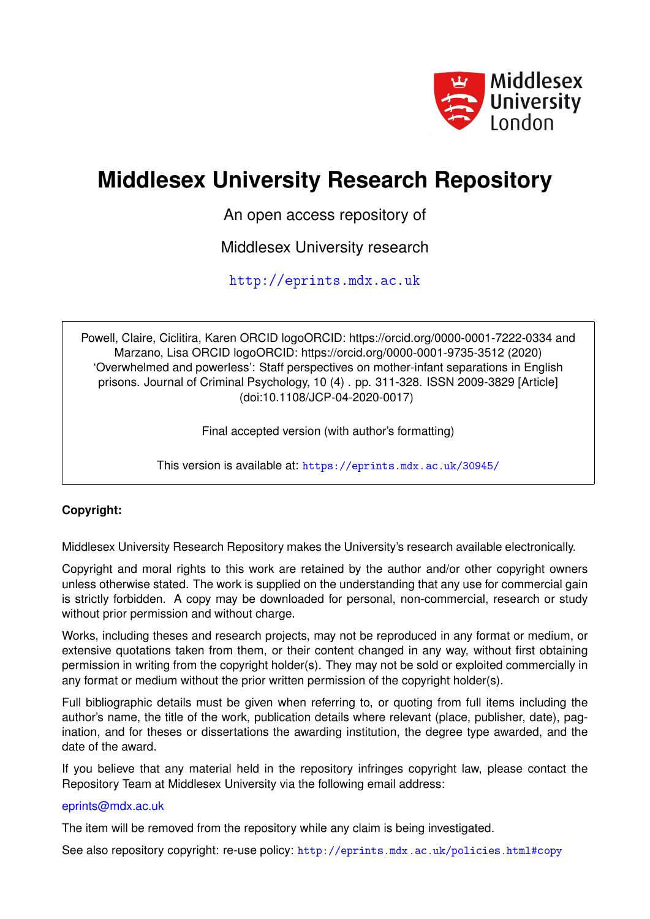Middlesex University London

# Middlesex University Research Repository

An open access repository of

Middlesex University research

http://eprints.mdx.ac.uk

Powell, Claire, Ciclitira, Karen ORCID logoORCID: https://orcid.org/0000-0001-7222-0334 and Marzano, Lisa ORCID logoORCID: https://orcid.org/0000-0001-9735-3512 (2020) 'Overwhelmed and powerless': Staff perspectives on mother-infant separations in English prisons. Journal of Criminal Psychology, 10 (4) . pp. 311-328. ISSN 2009-3829 [Article] (doi:10.1108/JCP-04-2020-0017)

Final accepted version (with author's formatting)

This version is available at: https://eprints.mdx.ac.uk/30945/

**Copyright:**

Middlesex University Research Repository makes the University's research available electronically.

Copyright and moral rights to this work are retained by the author and/or other copyright owners unless otherwise stated. The work is supplied on the understanding that any use for commercial gain is strictly forbidden. A copy may be downloaded for personal, non-commercial, research or study without prior permission and without charge.

Works, including theses and research projects, may not be reproduced in any format or medium, or extensive quotations taken from them, or their content changed in any way, without first obtaining permission in writing from the copyright holder(s). They may not be sold or exploited commercially in any format or medium without the prior written permission of the copyright holder(s).

Full bibliographic details must be given when referring to, or quoting from full items including the author's name, the title of the work, publication details where relevant (place, publisher, date), pagination, and for theses or dissertations the awarding institution, the degree type awarded, and the date of the award.

If you believe that any material held in the repository infringes copyright law, please contact the Repository Team at Middlesex University via the following email address:

eprints@mdx.ac.uk

The item will be removed from the repository while any claim is being investigated.

See also repository copyright: re-use policy: http://eprints.mdx.ac.uk/policies.html#copy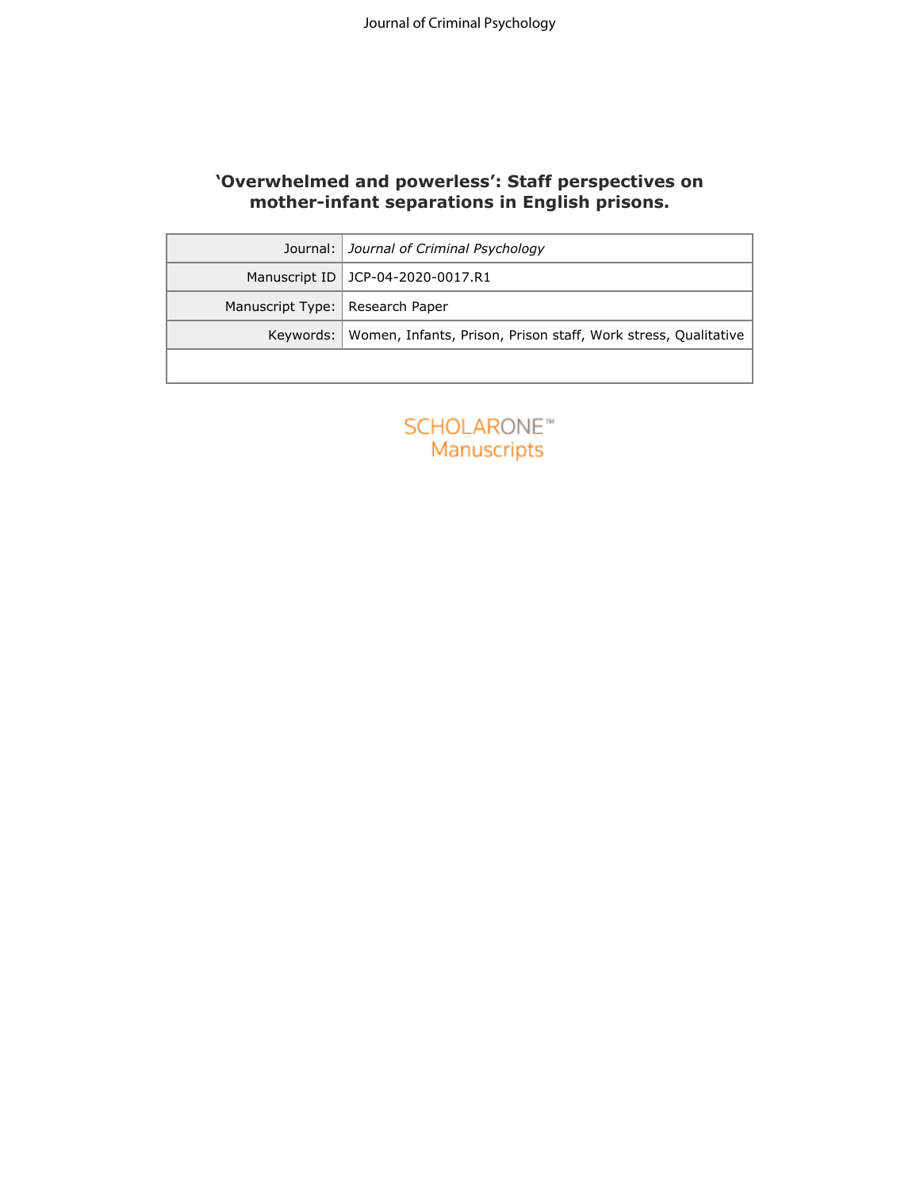# 'Overwhelmed and powerless': Staff perspectives on mother-infant separations in English prisons.

| Journal: | *Journal of Criminal Psychology* |
| --- | --- |
| Manuscript ID | JCP-04-2020-0017.R1 |
| Manuscript Type: | Research Paper |
| Keywords: | Women, Infants, Prison, Prison staff, Work stress, Qualitative |
| | |

SCHOLARONE™ Manuscripts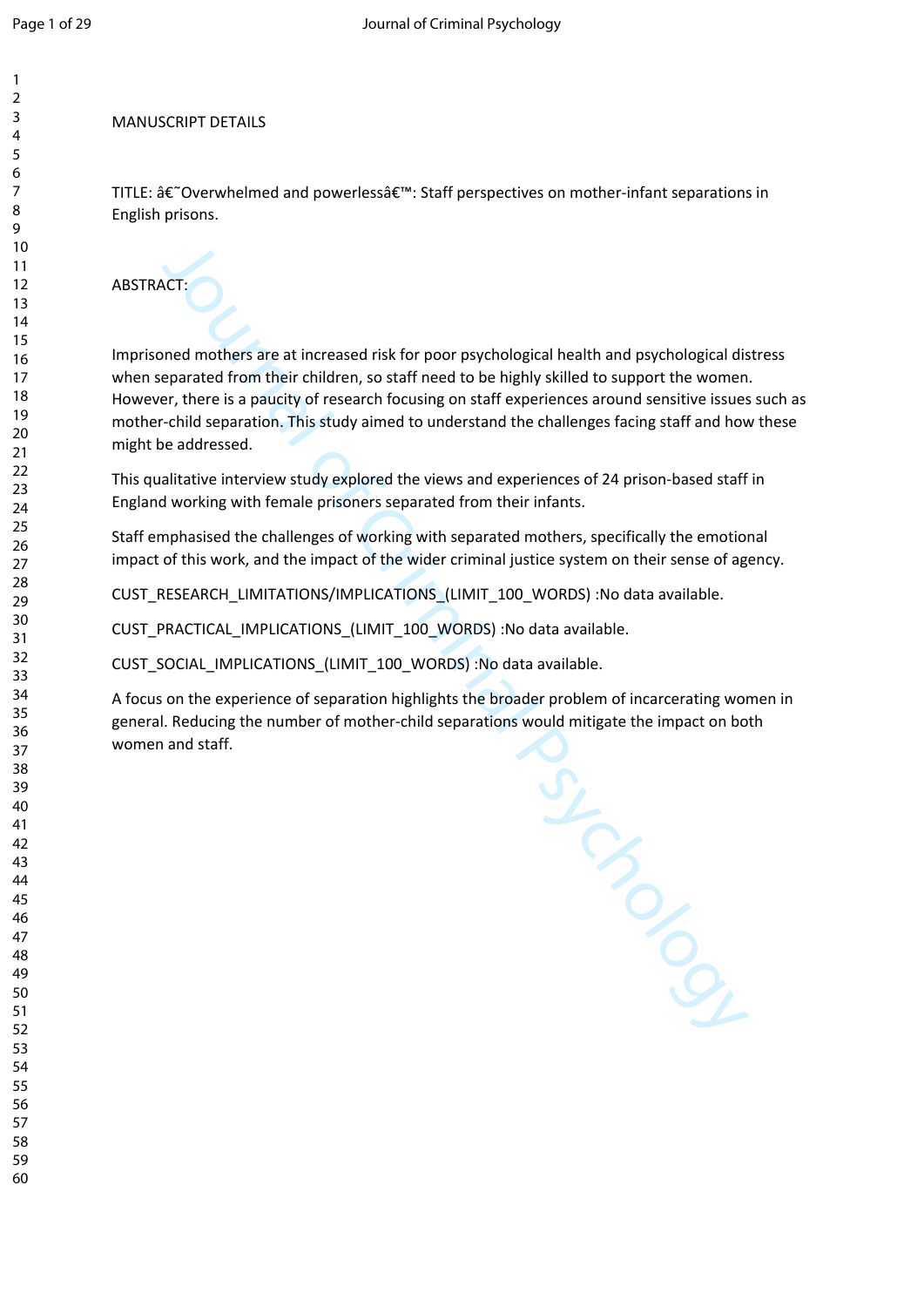MANUSCRIPT DETAILS

TITLE: â€˜Overwhelmed and powerlessâ€™: Staff perspectives on mother-infant separations in English prisons.

ABSTRACT:

Imprisoned mothers are at increased risk for poor psychological health and psychological distress when separated from their children, so staff need to be highly skilled to support the women. However, there is a paucity of research focusing on staff experiences around sensitive issues such as mother-child separation. This study aimed to understand the challenges facing staff and how these might be addressed.

This qualitative interview study explored the views and experiences of 24 prison-based staff in England working with female prisoners separated from their infants.

Staff emphasised the challenges of working with separated mothers, specifically the emotional impact of this work, and the impact of the wider criminal justice system on their sense of agency.

CUST_RESEARCH_LIMITATIONS/IMPLICATIONS_(LIMIT_100_WORDS) :No data available.

CUST_PRACTICAL_IMPLICATIONS_(LIMIT_100_WORDS) :No data available.

CUST_SOCIAL_IMPLICATIONS_(LIMIT_100_WORDS) :No data available.

A focus on the experience of separation highlights the broader problem of incarcerating women in general. Reducing the number of mother-child separations would mitigate the impact on both women and staff.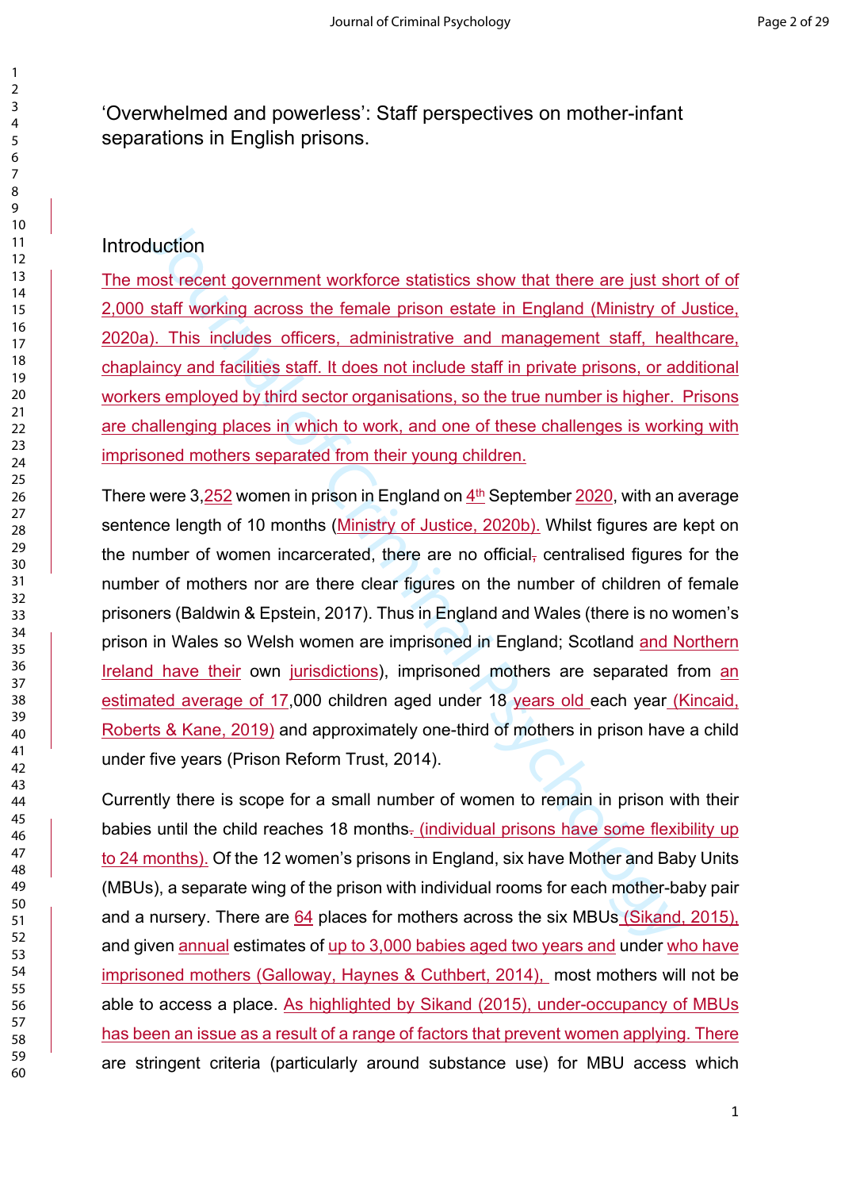‘Overwhelmed and powerless’: Staff perspectives on mother-infant separations in English prisons.

## Introduction

The most recent government workforce statistics show that there are just short of of 2,000 staff working across the female prison estate in England (Ministry of Justice, 2020a). This includes officers, administrative and management staff, healthcare, chaplaincy and facilities staff. It does not include staff in private prisons, or additional workers employed by third sector organisations, so the true number is higher. Prisons are challenging places in which to work, and one of these challenges is working with imprisoned mothers separated from their young children.

There were 3,252 women in prison in England on 4th September 2020, with an average sentence length of 10 months (Ministry of Justice, 2020b). Whilst figures are kept on the number of women incarcerated, there are no official, centralised figures for the number of mothers nor are there clear figures on the number of children of female prisoners (Baldwin & Epstein, 2017). Thus in England and Wales (there is no women’s prison in Wales so Welsh women are imprisoned in England; Scotland and Northern Ireland have their own jurisdictions), imprisoned mothers are separated from an estimated average of 17,000 children aged under 18 years old each year (Kincaid, Roberts & Kane, 2019) and approximately one-third of mothers in prison have a child under five years (Prison Reform Trust, 2014).

Currently there is scope for a small number of women to remain in prison with their babies until the child reaches 18 months. (individual prisons have some flexibility up to 24 months). Of the 12 women’s prisons in England, six have Mother and Baby Units (MBUs), a separate wing of the prison with individual rooms for each mother-baby pair and a nursery. There are 64 places for mothers across the six MBUs (Sikand, 2015), and given annual estimates of up to 3,000 babies aged two years and under who have imprisoned mothers (Galloway, Haynes & Cuthbert, 2014), most mothers will not be able to access a place. As highlighted by Sikand (2015), under-occupancy of MBUs has been an issue as a result of a range of factors that prevent women applying. There are stringent criteria (particularly around substance use) for MBU access which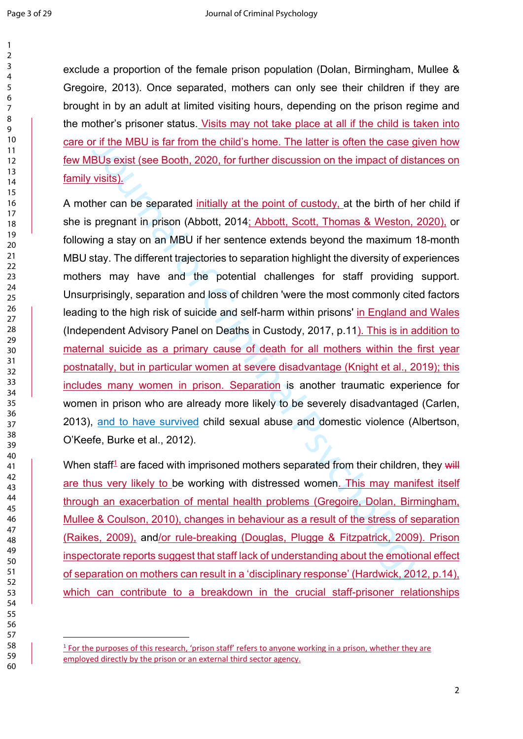exclude a proportion of the female prison population (Dolan, Birmingham, Mullee & Gregoire, 2013). Once separated, mothers can only see their children if they are brought in by an adult at limited visiting hours, depending on the prison regime and the mother's prisoner status. Visits may not take place at all if the child is taken into care or if the MBU is far from the child's home. The latter is often the case given how few MBUs exist (see Booth, 2020, for further discussion on the impact of distances on family visits).

A mother can be separated initially at the point of custody, at the birth of her child if she is pregnant in prison (Abbott, 2014; Abbott, Scott, Thomas & Weston, 2020), or following a stay on an MBU if her sentence extends beyond the maximum 18-month MBU stay. The different trajectories to separation highlight the diversity of experiences mothers may have and the potential challenges for staff providing support. Unsurprisingly, separation and loss of children 'were the most commonly cited factors leading to the high risk of suicide and self-harm within prisons' in England and Wales (Independent Advisory Panel on Deaths in Custody, 2017, p.11). This is in addition to maternal suicide as a primary cause of death for all mothers within the first year postnatally, but in particular women at severe disadvantage (Knight et al., 2019); this includes many women in prison. Separation is another traumatic experience for women in prison who are already more likely to be severely disadvantaged (Carlen, 2013), and to have survived child sexual abuse and domestic violence (Albertson, O'Keefe, Burke et al., 2012).

When staff[1] are faced with imprisoned mothers separated from their children, they ~~will~~ are thus very likely to be working with distressed women. This may manifest itself through an exacerbation of mental health problems (Gregoire, Dolan, Birmingham, Mullee & Coulson, 2010), changes in behaviour as a result of the stress of separation (Raikes, 2009), and/or rule-breaking (Douglas, Plugge & Fitzpatrick, 2009). Prison inspectorate reports suggest that staff lack of understanding about the emotional effect of separation on mothers can result in a 'disciplinary response' (Hardwick, 2012, p.14), which can contribute to a breakdown in the crucial staff-prisoner relationships

[1] For the purposes of this research, 'prison staff' refers to anyone working in a prison, whether they are employed directly by the prison or an external third sector agency.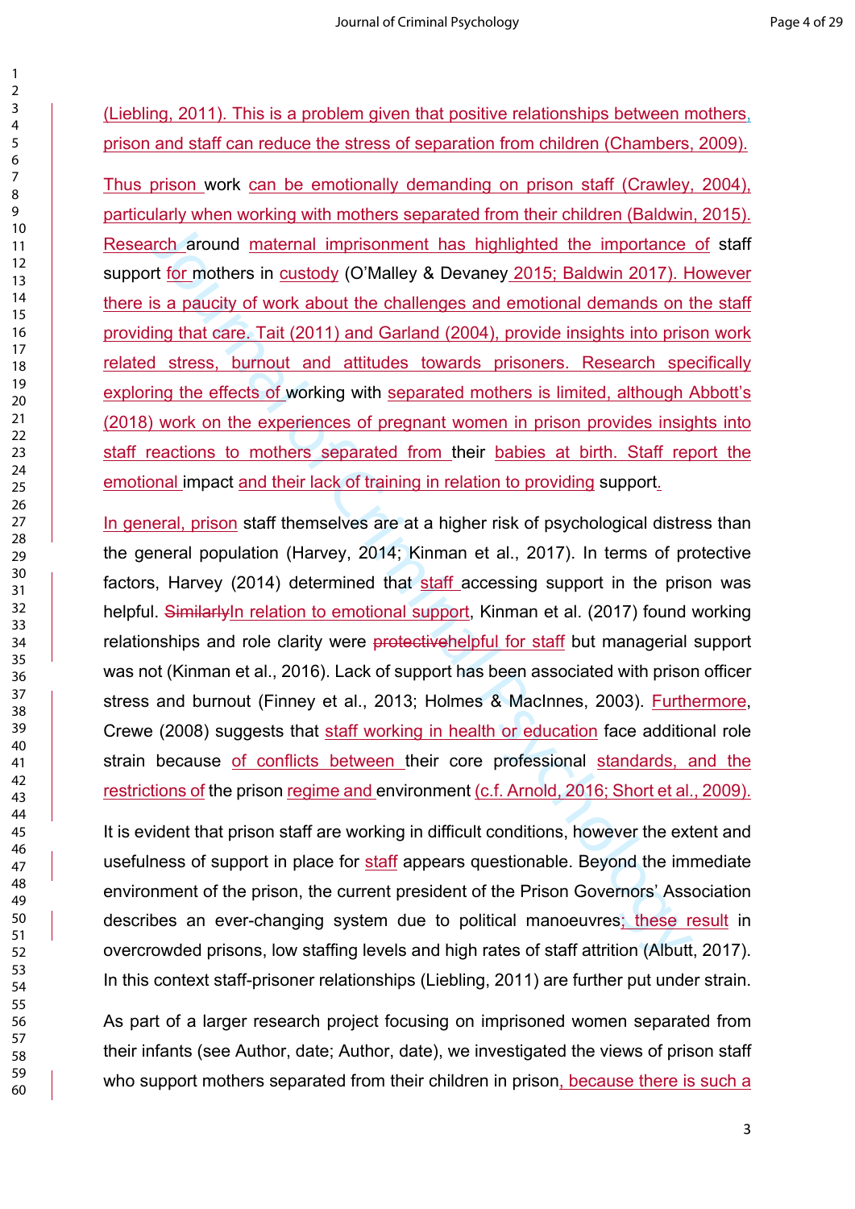(Liebling, 2011). This is a problem given that positive relationships between mothers, prison and staff can reduce the stress of separation from children (Chambers, 2009).

Thus prison work can be emotionally demanding on prison staff (Crawley, 2004), particularly when working with mothers separated from their children (Baldwin, 2015). Research around maternal imprisonment has highlighted the importance of staff support for mothers in custody (O'Malley & Devaney 2015; Baldwin 2017). However there is a paucity of work about the challenges and emotional demands on the staff providing that care. Tait (2011) and Garland (2004), provide insights into prison work related stress, burnout and attitudes towards prisoners. Research specifically exploring the effects of working with separated mothers is limited, although Abbott's (2018) work on the experiences of pregnant women in prison provides insights into staff reactions to mothers separated from their babies at birth. Staff report the emotional impact and their lack of training in relation to providing support.

In general, prison staff themselves are at a higher risk of psychological distress than the general population (Harvey, 2014; Kinman et al., 2017). In terms of protective factors, Harvey (2014) determined that staff accessing support in the prison was helpful. ~~Similarly~~In relation to emotional support, Kinman et al. (2017) found working relationships and role clarity were ~~protective~~helpful for staff but managerial support was not (Kinman et al., 2016). Lack of support has been associated with prison officer stress and burnout (Finney et al., 2013; Holmes & MacInnes, 2003). Furthermore, Crewe (2008) suggests that staff working in health or education face additional role strain because of conflicts between their core professional standards, and the restrictions of the prison regime and environment (c.f. Arnold, 2016; Short et al., 2009).

It is evident that prison staff are working in difficult conditions, however the extent and usefulness of support in place for staff appears questionable. Beyond the immediate environment of the prison, the current president of the Prison Governors' Association describes an ever-changing system due to political manoeuvres; these result in overcrowded prisons, low staffing levels and high rates of staff attrition (Albutt, 2017). In this context staff-prisoner relationships (Liebling, 2011) are further put under strain.

As part of a larger research project focusing on imprisoned women separated from their infants (see Author, date; Author, date), we investigated the views of prison staff who support mothers separated from their children in prison, because there is such a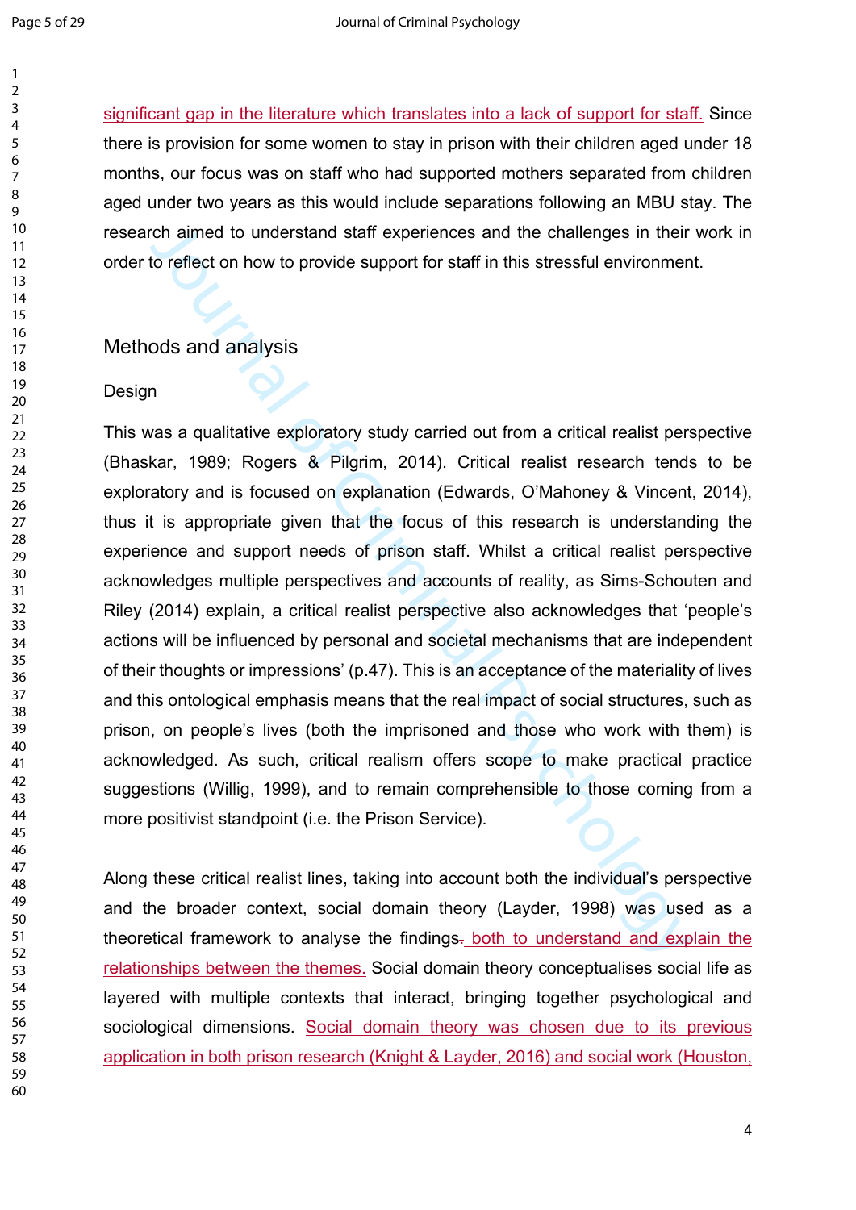significant gap in the literature which translates into a lack of support for staff. Since there is provision for some women to stay in prison with their children aged under 18 months, our focus was on staff who had supported mothers separated from children aged under two years as this would include separations following an MBU stay. The research aimed to understand staff experiences and the challenges in their work in order to reflect on how to provide support for staff in this stressful environment.

## Methods and analysis

### Design

This was a qualitative exploratory study carried out from a critical realist perspective (Bhaskar, 1989; Rogers & Pilgrim, 2014). Critical realist research tends to be exploratory and is focused on explanation (Edwards, O'Mahoney & Vincent, 2014), thus it is appropriate given that the focus of this research is understanding the experience and support needs of prison staff. Whilst a critical realist perspective acknowledges multiple perspectives and accounts of reality, as Sims-Schouten and Riley (2014) explain, a critical realist perspective also acknowledges that 'people's actions will be influenced by personal and societal mechanisms that are independent of their thoughts or impressions' (p.47). This is an acceptance of the materiality of lives and this ontological emphasis means that the real impact of social structures, such as prison, on people's lives (both the imprisoned and those who work with them) is acknowledged. As such, critical realism offers scope to make practical practice suggestions (Willig, 1999), and to remain comprehensible to those coming from a more positivist standpoint (i.e. the Prison Service).

Along these critical realist lines, taking into account both the individual's perspective and the broader context, social domain theory (Layder, 1998) was used as a theoretical framework to analyse the findings. both to understand and explain the relationships between the themes. Social domain theory conceptualises social life as layered with multiple contexts that interact, bringing together psychological and sociological dimensions. Social domain theory was chosen due to its previous application in both prison research (Knight & Layder, 2016) and social work (Houston,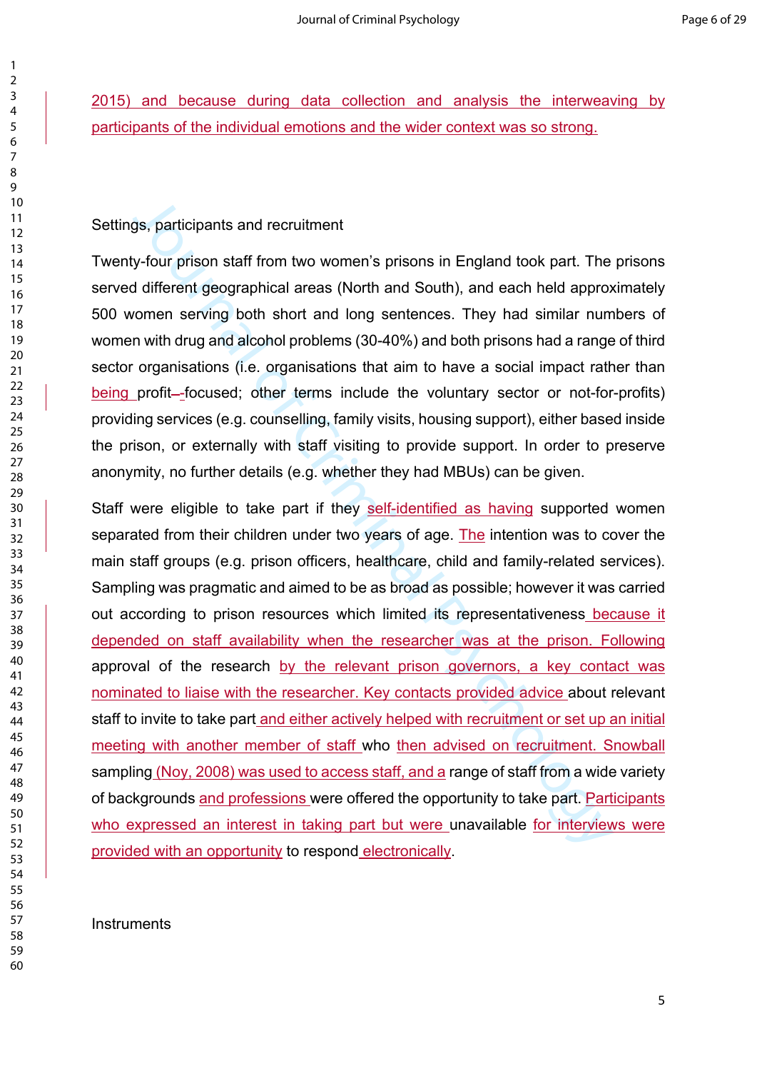2015) and because during data collection and analysis the interweaving by participants of the individual emotions and the wider context was so strong.

Settings, participants and recruitment

Twenty-four prison staff from two women's prisons in England took part. The prisons served different geographical areas (North and South), and each held approximately 500 women serving both short and long sentences. They had similar numbers of women with drug and alcohol problems (30-40%) and both prisons had a range of third sector organisations (i.e. organisations that aim to have a social impact rather than being profit-focused; other terms include the voluntary sector or not-for-profits) providing services (e.g. counselling, family visits, housing support), either based inside the prison, or externally with staff visiting to provide support. In order to preserve anonymity, no further details (e.g. whether they had MBUs) can be given.

Staff were eligible to take part if they self-identified as having supported women separated from their children under two years of age. The intention was to cover the main staff groups (e.g. prison officers, healthcare, child and family-related services). Sampling was pragmatic and aimed to be as broad as possible; however it was carried out according to prison resources which limited its representativeness because it depended on staff availability when the researcher was at the prison. Following approval of the research by the relevant prison governors, a key contact was nominated to liaise with the researcher. Key contacts provided advice about relevant staff to invite to take part and either actively helped with recruitment or set up an initial meeting with another member of staff who then advised on recruitment. Snowball sampling (Noy, 2008) was used to access staff, and a range of staff from a wide variety of backgrounds and professions were offered the opportunity to take part. Participants who expressed an interest in taking part but were unavailable for interviews were provided with an opportunity to respond electronically.

Instruments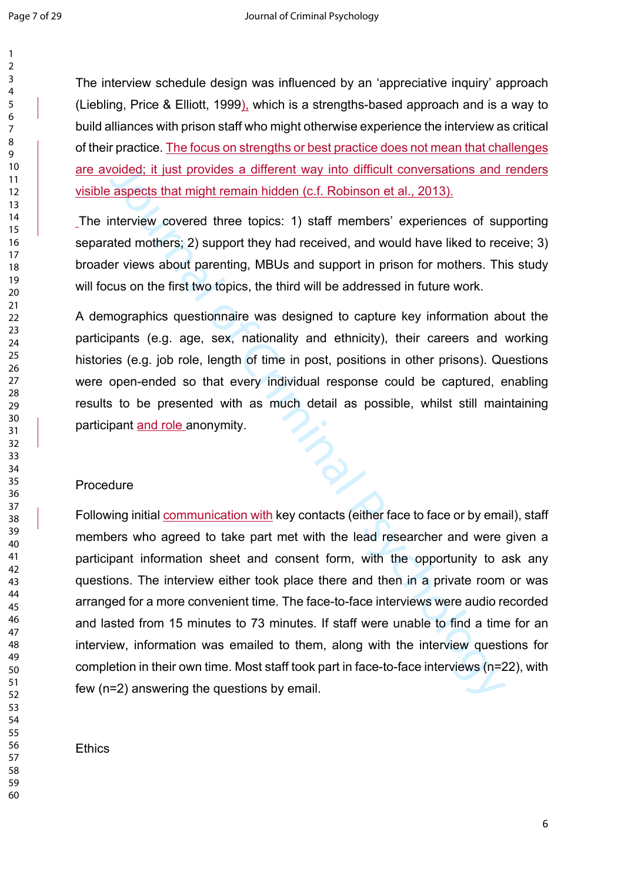The interview schedule design was influenced by an 'appreciative inquiry' approach (Liebling, Price & Elliott, 1999), which is a strengths-based approach and is a way to build alliances with prison staff who might otherwise experience the interview as critical of their practice. The focus on strengths or best practice does not mean that challenges are avoided; it just provides a different way into difficult conversations and renders visible aspects that might remain hidden (c.f. Robinson et al., 2013).

The interview covered three topics: 1) staff members' experiences of supporting separated mothers; 2) support they had received, and would have liked to receive; 3) broader views about parenting, MBUs and support in prison for mothers. This study will focus on the first two topics, the third will be addressed in future work.

A demographics questionnaire was designed to capture key information about the participants (e.g. age, sex, nationality and ethnicity), their careers and working histories (e.g. job role, length of time in post, positions in other prisons). Questions were open-ended so that every individual response could be captured, enabling results to be presented with as much detail as possible, whilst still maintaining participant and role anonymity.

## Procedure

Following initial communication with key contacts (either face to face or by email), staff members who agreed to take part met with the lead researcher and were given a participant information sheet and consent form, with the opportunity to ask any questions. The interview either took place there and then in a private room or was arranged for a more convenient time. The face-to-face interviews were audio recorded and lasted from 15 minutes to 73 minutes. If staff were unable to find a time for an interview, information was emailed to them, along with the interview questions for completion in their own time. Most staff took part in face-to-face interviews (n=22), with few (n=2) answering the questions by email.

## Ethics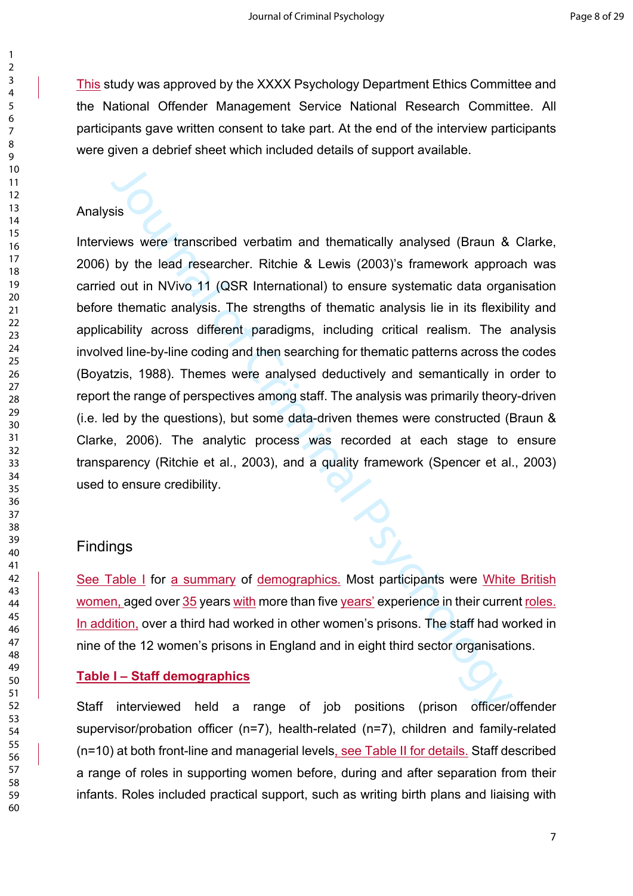This study was approved by the XXXX Psychology Department Ethics Committee and the National Offender Management Service National Research Committee. All participants gave written consent to take part. At the end of the interview participants were given a debrief sheet which included details of support available.

### Analysis

Interviews were transcribed verbatim and thematically analysed (Braun & Clarke, 2006) by the lead researcher. Ritchie & Lewis (2003)'s framework approach was carried out in NVivo 11 (QSR International) to ensure systematic data organisation before thematic analysis. The strengths of thematic analysis lie in its flexibility and applicability across different paradigms, including critical realism. The analysis involved line-by-line coding and then searching for thematic patterns across the codes (Boyatzis, 1988). Themes were analysed deductively and semantically in order to report the range of perspectives among staff. The analysis was primarily theory-driven (i.e. led by the questions), but some data-driven themes were constructed (Braun & Clarke, 2006). The analytic process was recorded at each stage to ensure transparency (Ritchie et al., 2003), and a quality framework (Spencer et al., 2003) used to ensure credibility.

## Findings

See Table I for a summary of demographics. Most participants were White British women, aged over 35 years with more than five years' experience in their current roles. In addition, over a third had worked in other women's prisons. The staff had worked in nine of the 12 women's prisons in England and in eight third sector organisations.

**Table I – Staff demographics**

Staff interviewed held a range of job positions (prison officer/offender supervisor/probation officer (n=7), health-related (n=7), children and family-related (n=10) at both front-line and managerial levels, see Table II for details. Staff described a range of roles in supporting women before, during and after separation from their infants. Roles included practical support, such as writing birth plans and liaising with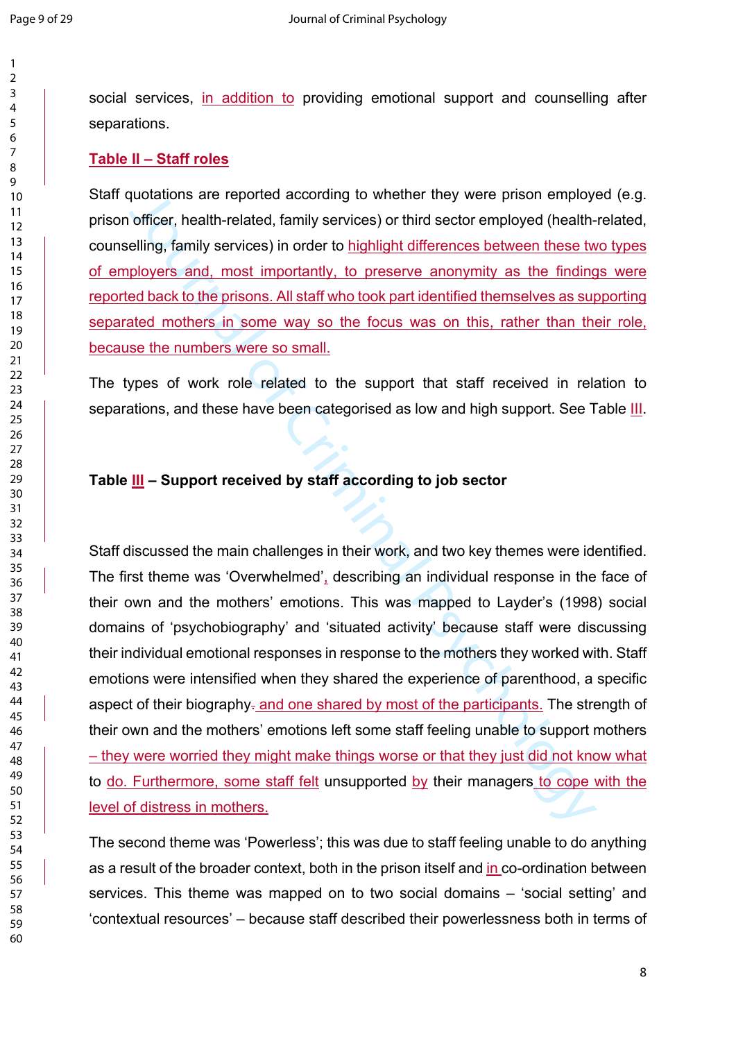social services, in addition to providing emotional support and counselling after separations.

**Table II – Staff roles**

Staff quotations are reported according to whether they were prison employed (e.g. prison officer, health-related, family services) or third sector employed (health-related, counselling, family services) in order to highlight differences between these two types of employers and, most importantly, to preserve anonymity as the findings were reported back to the prisons. All staff who took part identified themselves as supporting separated mothers in some way so the focus was on this, rather than their role, because the numbers were so small.

The types of work role related to the support that staff received in relation to separations, and these have been categorised as low and high support. See Table III.

**Table III – Support received by staff according to job sector**

Staff discussed the main challenges in their work, and two key themes were identified. The first theme was 'Overwhelmed', describing an individual response in the face of their own and the mothers' emotions. This was mapped to Layder's (1998) social domains of 'psychobiography' and 'situated activity' because staff were discussing their individual emotional responses in response to the mothers they worked with. Staff emotions were intensified when they shared the experience of parenthood, a specific aspect of their biography. and one shared by most of the participants. The strength of their own and the mothers' emotions left some staff feeling unable to support mothers – they were worried they might make things worse or that they just did not know what to do. Furthermore, some staff felt unsupported by their managers to cope with the level of distress in mothers.

The second theme was 'Powerless'; this was due to staff feeling unable to do anything as a result of the broader context, both in the prison itself and in co-ordination between services. This theme was mapped on to two social domains – 'social setting' and 'contextual resources' – because staff described their powerlessness both in terms of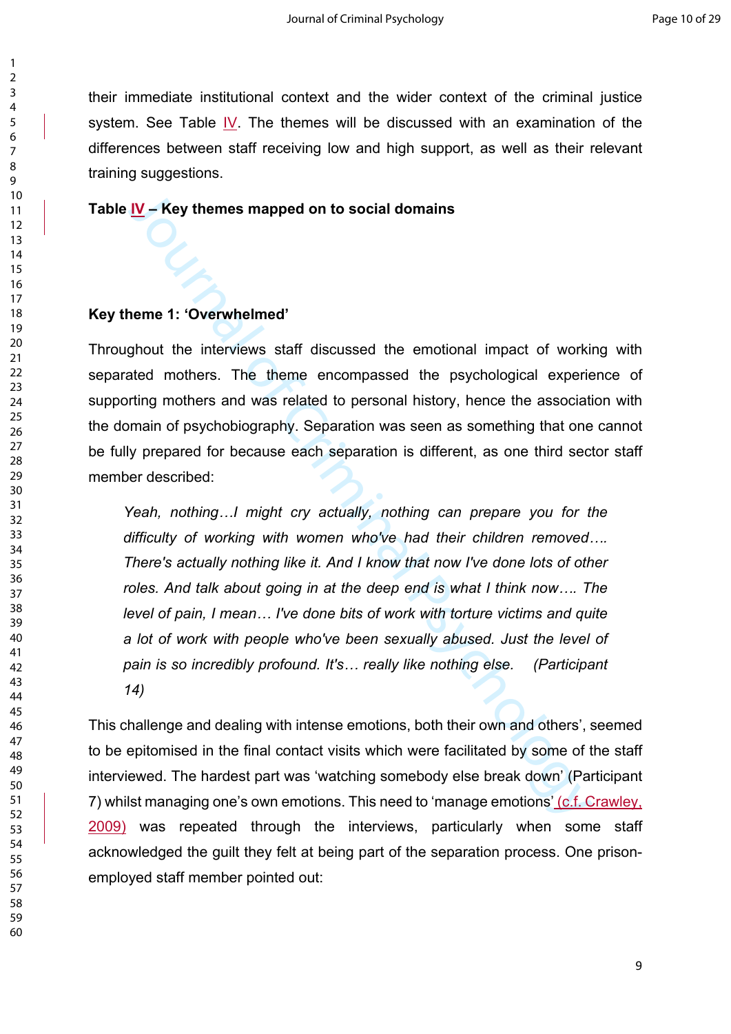their immediate institutional context and the wider context of the criminal justice system. See Table IV. The themes will be discussed with an examination of the differences between staff receiving low and high support, as well as their relevant training suggestions.

**Table IV – Key themes mapped on to social domains**

**Key theme 1: 'Overwhelmed'**

Throughout the interviews staff discussed the emotional impact of working with separated mothers. The theme encompassed the psychological experience of supporting mothers and was related to personal history, hence the association with the domain of psychobiography. Separation was seen as something that one cannot be fully prepared for because each separation is different, as one third sector staff member described:

> *Yeah, nothing…I might cry actually, nothing can prepare you for the difficulty of working with women who've had their children removed…. There's actually nothing like it. And I know that now I've done lots of other roles. And talk about going in at the deep end is what I think now…. The level of pain, I mean… I've done bits of work with torture victims and quite a lot of work with people who've been sexually abused. Just the level of pain is so incredibly profound. It's… really like nothing else. (Participant 14)*

This challenge and dealing with intense emotions, both their own and others', seemed to be epitomised in the final contact visits which were facilitated by some of the staff interviewed. The hardest part was 'watching somebody else break down' (Participant 7) whilst managing one's own emotions. This need to 'manage emotions' (c.f. Crawley, 2009) was repeated through the interviews, particularly when some staff acknowledged the guilt they felt at being part of the separation process. One prison-employed staff member pointed out: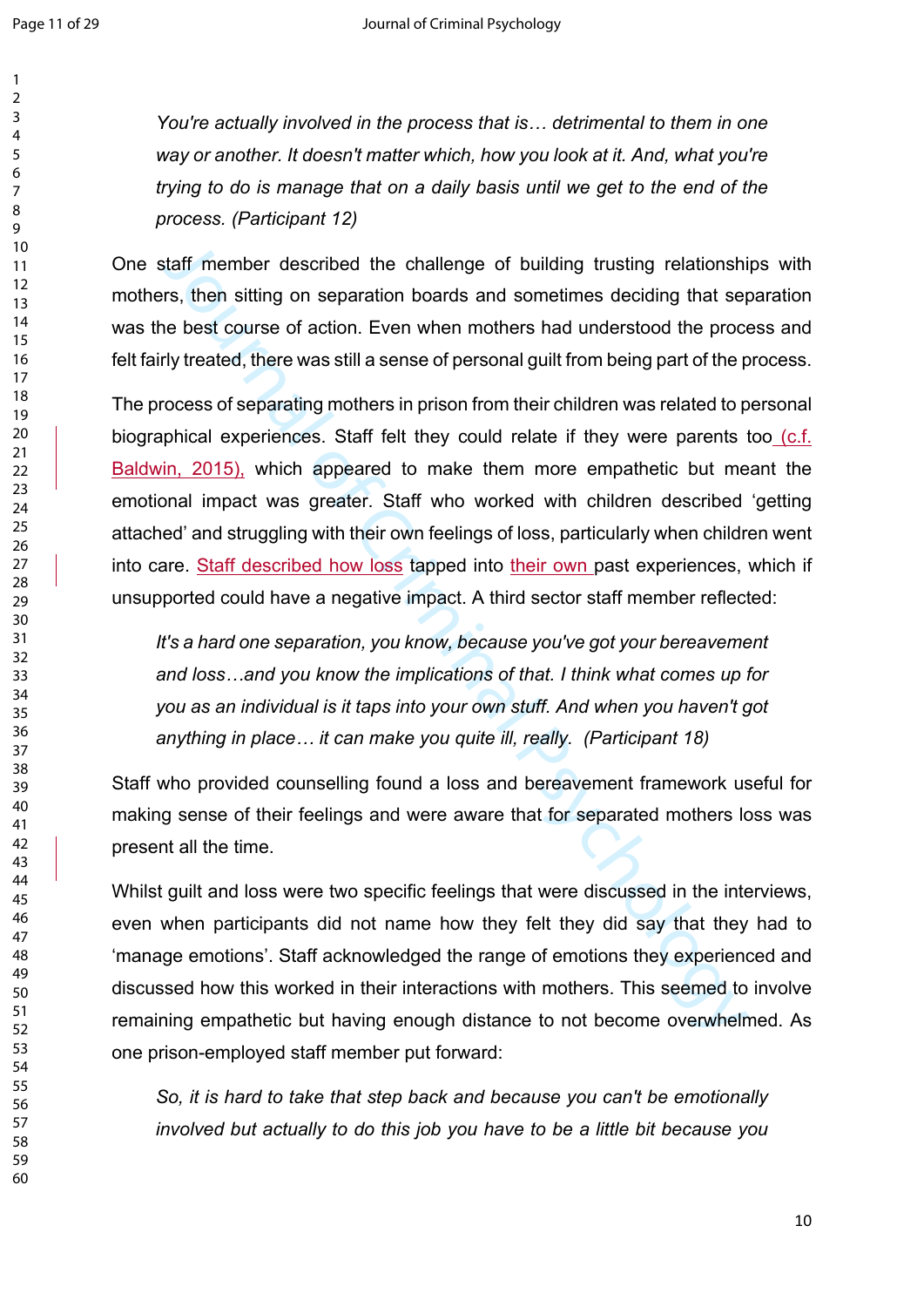*You're actually involved in the process that is… detrimental to them in one way or another. It doesn't matter which, how you look at it. And, what you're trying to do is manage that on a daily basis until we get to the end of the process. (Participant 12)*

One staff member described the challenge of building trusting relationships with mothers, then sitting on separation boards and sometimes deciding that separation was the best course of action. Even when mothers had understood the process and felt fairly treated, there was still a sense of personal guilt from being part of the process.

The process of separating mothers in prison from their children was related to personal biographical experiences. Staff felt they could relate if they were parents too (c.f. Baldwin, 2015), which appeared to make them more empathetic but meant the emotional impact was greater. Staff who worked with children described 'getting attached' and struggling with their own feelings of loss, particularly when children went into care. Staff described how loss tapped into their own past experiences, which if unsupported could have a negative impact. A third sector staff member reflected:

*It's a hard one separation, you know, because you've got your bereavement and loss…and you know the implications of that. I think what comes up for you as an individual is it taps into your own stuff. And when you haven't got anything in place… it can make you quite ill, really. (Participant 18)*

Staff who provided counselling found a loss and bereavement framework useful for making sense of their feelings and were aware that for separated mothers loss was present all the time.

Whilst guilt and loss were two specific feelings that were discussed in the interviews, even when participants did not name how they felt they did say that they had to 'manage emotions'. Staff acknowledged the range of emotions they experienced and discussed how this worked in their interactions with mothers. This seemed to involve remaining empathetic but having enough distance to not become overwhelmed. As one prison-employed staff member put forward:

*So, it is hard to take that step back and because you can't be emotionally involved but actually to do this job you have to be a little bit because you*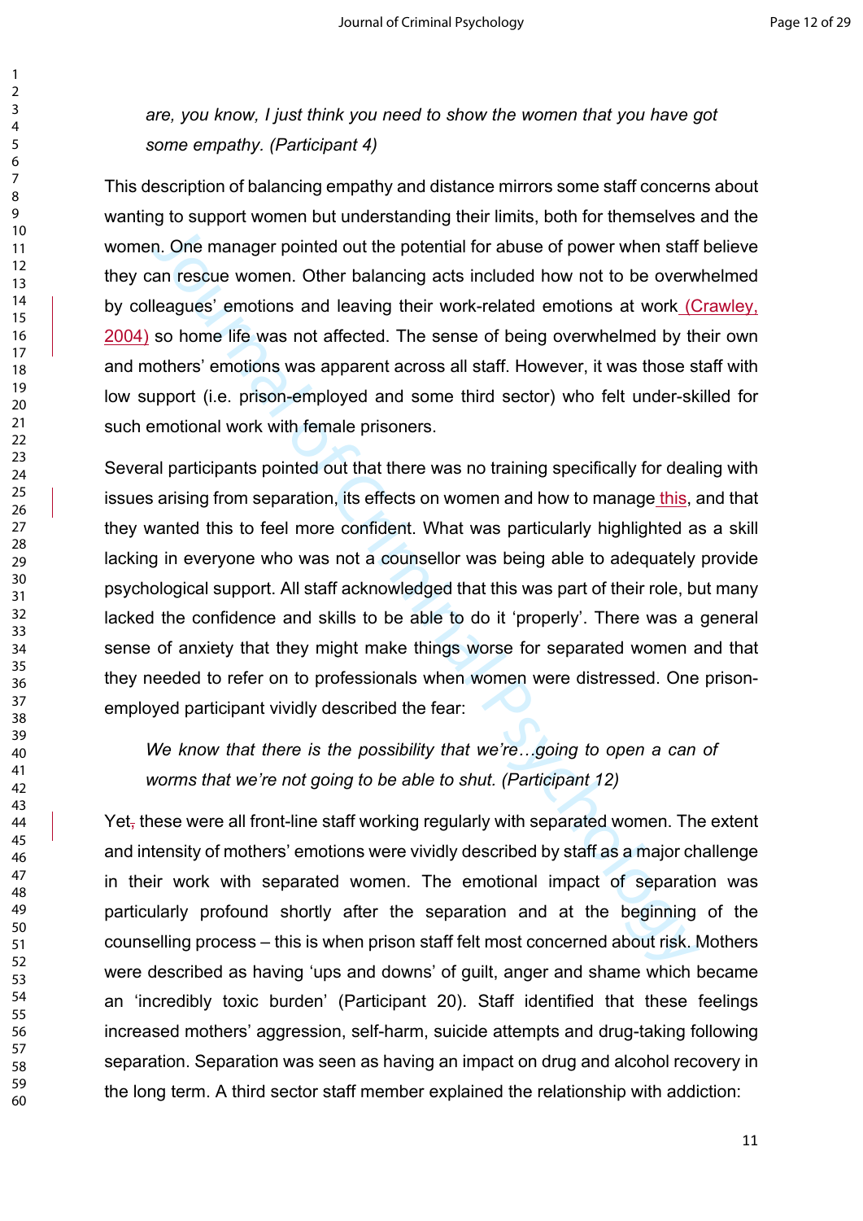*are, you know, I just think you need to show the women that you have got some empathy. (Participant 4)*

This description of balancing empathy and distance mirrors some staff concerns about wanting to support women but understanding their limits, both for themselves and the women. One manager pointed out the potential for abuse of power when staff believe they can rescue women. Other balancing acts included how not to be overwhelmed by colleagues' emotions and leaving their work-related emotions at work (Crawley, 2004) so home life was not affected. The sense of being overwhelmed by their own and mothers' emotions was apparent across all staff. However, it was those staff with low support (i.e. prison-employed and some third sector) who felt under-skilled for such emotional work with female prisoners.

Several participants pointed out that there was no training specifically for dealing with issues arising from separation, its effects on women and how to manage this, and that they wanted this to feel more confident. What was particularly highlighted as a skill lacking in everyone who was not a counsellor was being able to adequately provide psychological support. All staff acknowledged that this was part of their role, but many lacked the confidence and skills to be able to do it 'properly'. There was a general sense of anxiety that they might make things worse for separated women and that they needed to refer on to professionals when women were distressed. One prison-employed participant vividly described the fear:

*We know that there is the possibility that we're…going to open a can of worms that we're not going to be able to shut. (Participant 12)*

Yet these were all front-line staff working regularly with separated women. The extent and intensity of mothers' emotions were vividly described by staff as a major challenge in their work with separated women. The emotional impact of separation was particularly profound shortly after the separation and at the beginning of the counselling process – this is when prison staff felt most concerned about risk. Mothers were described as having 'ups and downs' of guilt, anger and shame which became an 'incredibly toxic burden' (Participant 20). Staff identified that these feelings increased mothers' aggression, self-harm, suicide attempts and drug-taking following separation. Separation was seen as having an impact on drug and alcohol recovery in the long term. A third sector staff member explained the relationship with addiction: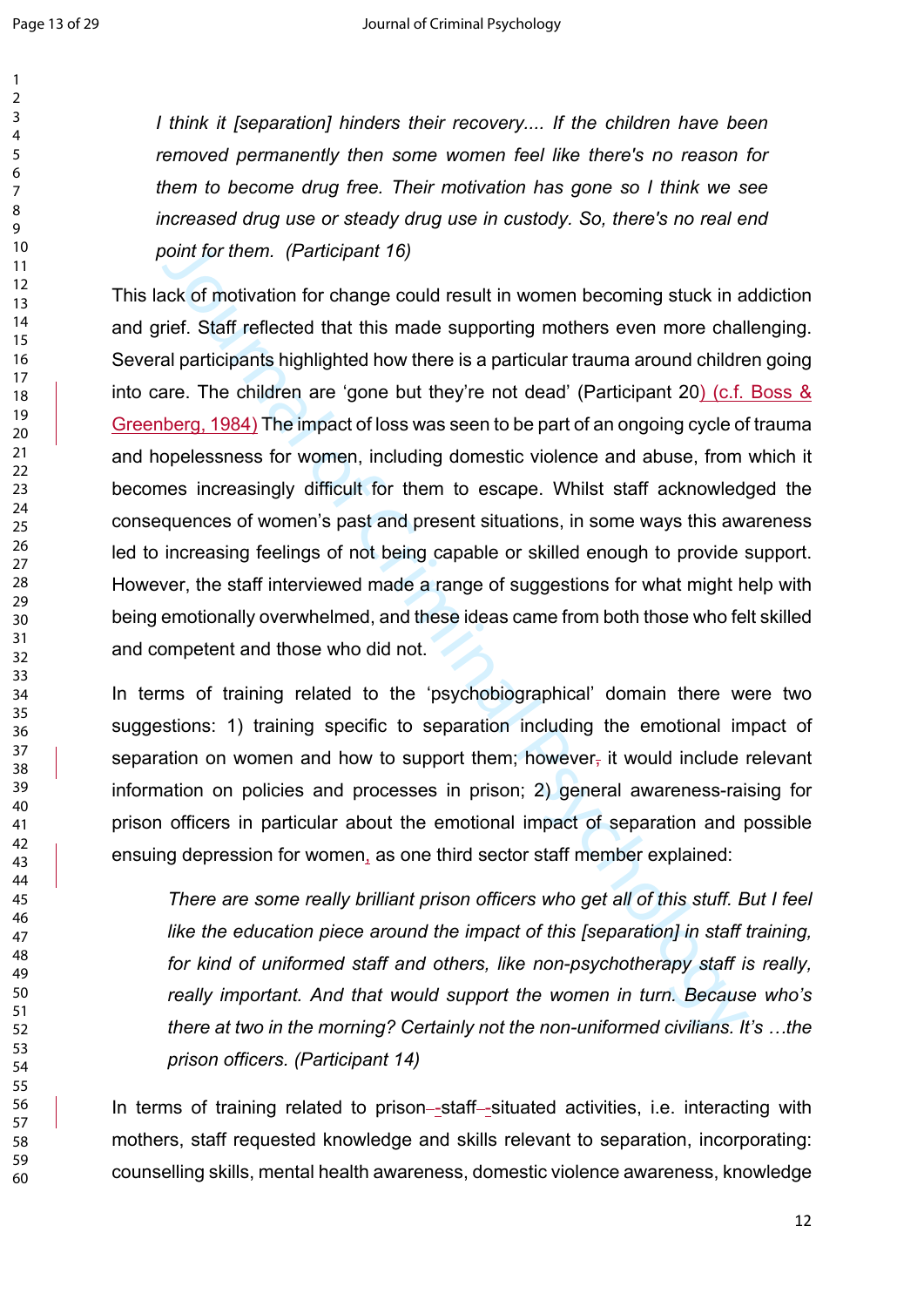*I think it [separation] hinders their recovery.... If the children have been removed permanently then some women feel like there's no reason for them to become drug free. Their motivation has gone so I think we see increased drug use or steady drug use in custody. So, there's no real end point for them. (Participant 16)*

This lack of motivation for change could result in women becoming stuck in addiction and grief. Staff reflected that this made supporting mothers even more challenging. Several participants highlighted how there is a particular trauma around children going into care. The children are 'gone but they're not dead' (Participant 20) (c.f. Boss & Greenberg, 1984) The impact of loss was seen to be part of an ongoing cycle of trauma and hopelessness for women, including domestic violence and abuse, from which it becomes increasingly difficult for them to escape. Whilst staff acknowledged the consequences of women's past and present situations, in some ways this awareness led to increasing feelings of not being capable or skilled enough to provide support. However, the staff interviewed made a range of suggestions for what might help with being emotionally overwhelmed, and these ideas came from both those who felt skilled and competent and those who did not.

In terms of training related to the 'psychobiographical' domain there were two suggestions: 1) training specific to separation including the emotional impact of separation on women and how to support them; however, it would include relevant information on policies and processes in prison; 2) general awareness-raising for prison officers in particular about the emotional impact of separation and possible ensuing depression for women, as one third sector staff member explained:

*There are some really brilliant prison officers who get all of this stuff. But I feel like the education piece around the impact of this [separation] in staff training, for kind of uniformed staff and others, like non-psychotherapy staff is really, really important. And that would support the women in turn. Because who's there at two in the morning? Certainly not the non-uniformed civilians. It's …the prison officers. (Participant 14)*

In terms of training related to prison-staff-situated activities, i.e. interacting with mothers, staff requested knowledge and skills relevant to separation, incorporating: counselling skills, mental health awareness, domestic violence awareness, knowledge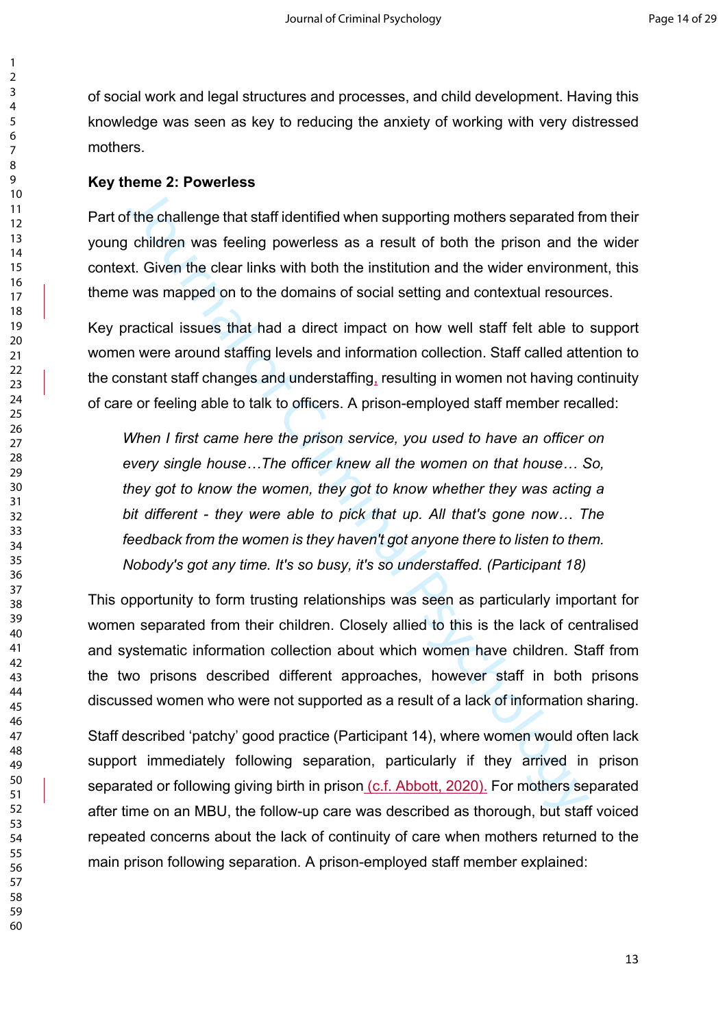of social work and legal structures and processes, and child development. Having this knowledge was seen as key to reducing the anxiety of working with very distressed mothers.

**Key theme 2: Powerless**

Part of the challenge that staff identified when supporting mothers separated from their young children was feeling powerless as a result of both the prison and the wider context. Given the clear links with both the institution and the wider environment, this theme was mapped on to the domains of social setting and contextual resources.

Key practical issues that had a direct impact on how well staff felt able to support women were around staffing levels and information collection. Staff called attention to the constant staff changes and understaffing, resulting in women not having continuity of care or feeling able to talk to officers. A prison-employed staff member recalled:

> *When I first came here the prison service, you used to have an officer on every single house…The officer knew all the women on that house… So, they got to know the women, they got to know whether they was acting a bit different - they were able to pick that up. All that's gone now… The feedback from the women is they haven't got anyone there to listen to them. Nobody's got any time. It's so busy, it's so understaffed. (Participant 18)*

This opportunity to form trusting relationships was seen as particularly important for women separated from their children. Closely allied to this is the lack of centralised and systematic information collection about which women have children. Staff from the two prisons described different approaches, however staff in both prisons discussed women who were not supported as a result of a lack of information sharing.

Staff described 'patchy' good practice (Participant 14), where women would often lack support immediately following separation, particularly if they arrived in prison separated or following giving birth in prison (c.f. Abbott, 2020). For mothers separated after time on an MBU, the follow-up care was described as thorough, but staff voiced repeated concerns about the lack of continuity of care when mothers returned to the main prison following separation. A prison-employed staff member explained: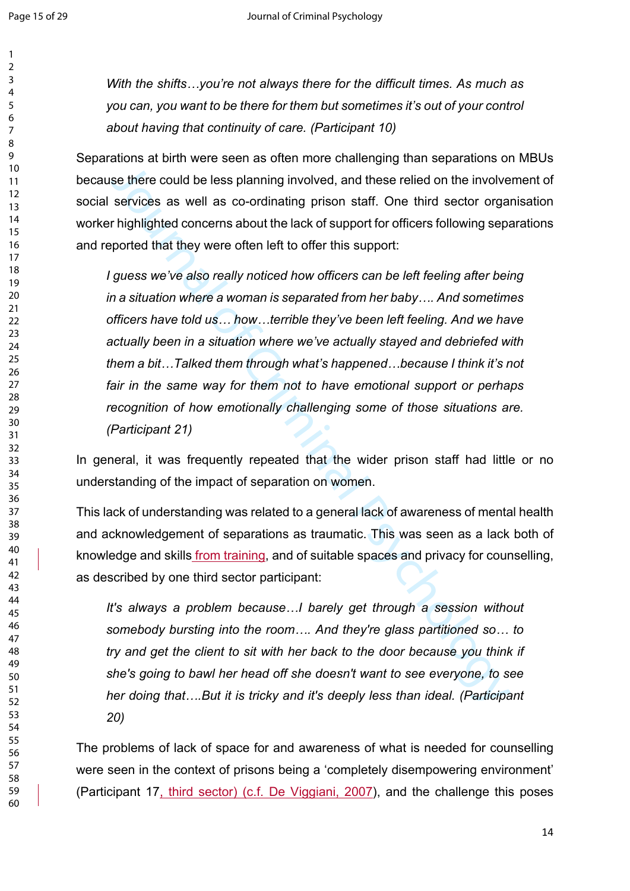*With the shifts…you're not always there for the difficult times. As much as you can, you want to be there for them but sometimes it's out of your control about having that continuity of care. (Participant 10)*

Separations at birth were seen as often more challenging than separations on MBUs because there could be less planning involved, and these relied on the involvement of social services as well as co-ordinating prison staff. One third sector organisation worker highlighted concerns about the lack of support for officers following separations and reported that they were often left to offer this support:

*I guess we've also really noticed how officers can be left feeling after being in a situation where a woman is separated from her baby…. And sometimes officers have told us… how…terrible they've been left feeling. And we have actually been in a situation where we've actually stayed and debriefed with them a bit…Talked them through what's happened…because I think it's not fair in the same way for them not to have emotional support or perhaps recognition of how emotionally challenging some of those situations are. (Participant 21)*

In general, it was frequently repeated that the wider prison staff had little or no understanding of the impact of separation on women.

This lack of understanding was related to a general lack of awareness of mental health and acknowledgement of separations as traumatic. This was seen as a lack both of knowledge and skills from training, and of suitable spaces and privacy for counselling, as described by one third sector participant:

*It's always a problem because…I barely get through a session without somebody bursting into the room…. And they're glass partitioned so… to try and get the client to sit with her back to the door because you think if she's going to bawl her head off she doesn't want to see everyone, to see her doing that….But it is tricky and it's deeply less than ideal. (Participant 20)*

The problems of lack of space for and awareness of what is needed for counselling were seen in the context of prisons being a 'completely disempowering environment' (Participant 17, third sector) (c.f. De Viggiani, 2007), and the challenge this poses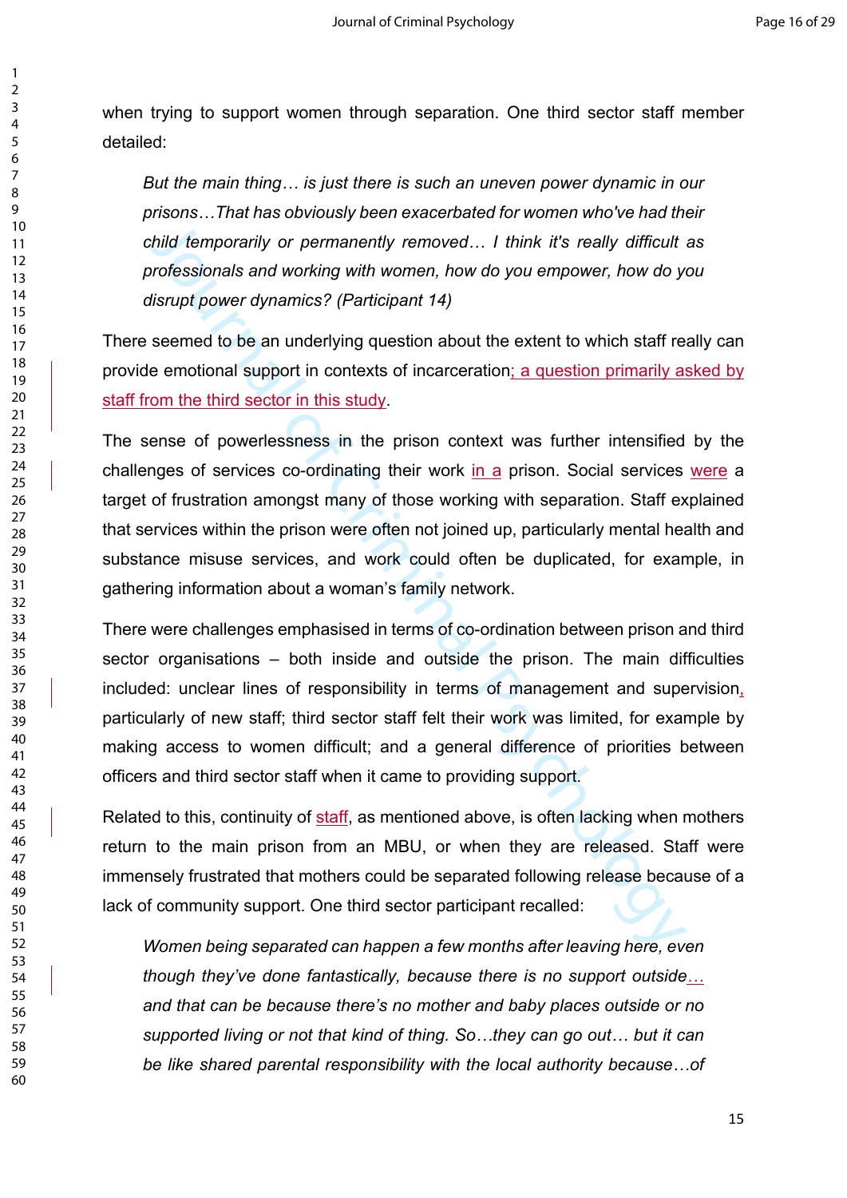when trying to support women through separation. One third sector staff member detailed:

> *But the main thing… is just there is such an uneven power dynamic in our prisons…That has obviously been exacerbated for women who've had their child temporarily or permanently removed… I think it's really difficult as professionals and working with women, how do you empower, how do you disrupt power dynamics? (Participant 14)*

There seemed to be an underlying question about the extent to which staff really can provide emotional support in contexts of incarceration; a question primarily asked by staff from the third sector in this study.

The sense of powerlessness in the prison context was further intensified by the challenges of services co-ordinating their work in a prison. Social services were a target of frustration amongst many of those working with separation. Staff explained that services within the prison were often not joined up, particularly mental health and substance misuse services, and work could often be duplicated, for example, in gathering information about a woman's family network.

There were challenges emphasised in terms of co-ordination between prison and third sector organisations – both inside and outside the prison. The main difficulties included: unclear lines of responsibility in terms of management and supervision, particularly of new staff; third sector staff felt their work was limited, for example by making access to women difficult; and a general difference of priorities between officers and third sector staff when it came to providing support.

Related to this, continuity of staff, as mentioned above, is often lacking when mothers return to the main prison from an MBU, or when they are released. Staff were immensely frustrated that mothers could be separated following release because of a lack of community support. One third sector participant recalled:

> *Women being separated can happen a few months after leaving here, even though they've done fantastically, because there is no support outside… and that can be because there's no mother and baby places outside or no supported living or not that kind of thing. So…they can go out… but it can be like shared parental responsibility with the local authority because…of*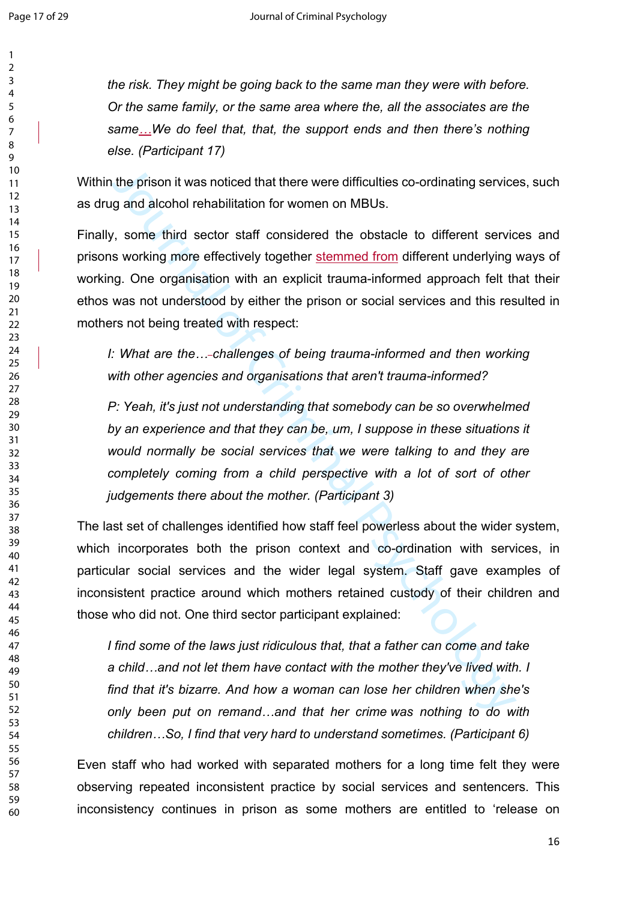*the risk. They might be going back to the same man they were with before. Or the same family, or the same area where the, all the associates are the same…We do feel that, that, the support ends and then there's nothing else. (Participant 17)*

Within the prison it was noticed that there were difficulties co-ordinating services, such as drug and alcohol rehabilitation for women on MBUs.

Finally, some third sector staff considered the obstacle to different services and prisons working more effectively together stemmed from different underlying ways of working. One organisation with an explicit trauma-informed approach felt that their ethos was not understood by either the prison or social services and this resulted in mothers not being treated with respect:

> *I: What are the…challenges of being trauma-informed and then working with other agencies and organisations that aren't trauma-informed?*
>
> *P: Yeah, it's just not understanding that somebody can be so overwhelmed by an experience and that they can be, um, I suppose in these situations it would normally be social services that we were talking to and they are completely coming from a child perspective with a lot of sort of other judgements there about the mother. (Participant 3)*

The last set of challenges identified how staff feel powerless about the wider system, which incorporates both the prison context and co-ordination with services, in particular social services and the wider legal system. Staff gave examples of inconsistent practice around which mothers retained custody of their children and those who did not. One third sector participant explained:

> *I find some of the laws just ridiculous that, that a father can come and take a child…and not let them have contact with the mother they've lived with. I find that it's bizarre. And how a woman can lose her children when she's only been put on remand…and that her crime was nothing to do with children…So, I find that very hard to understand sometimes. (Participant 6)*

Even staff who had worked with separated mothers for a long time felt they were observing repeated inconsistent practice by social services and sentencers. This inconsistency continues in prison as some mothers are entitled to 'release on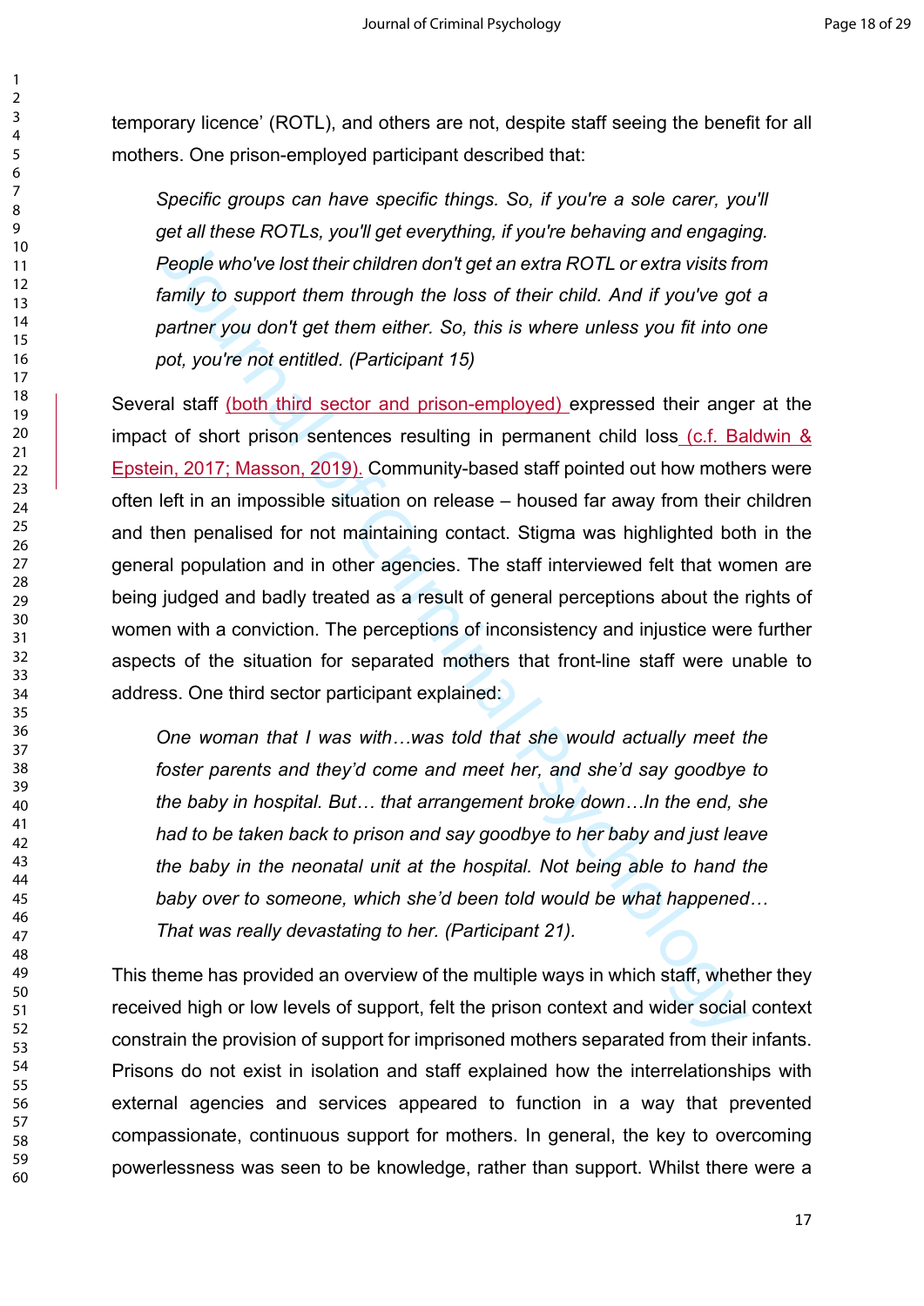temporary licence' (ROTL), and others are not, despite staff seeing the benefit for all mothers. One prison-employed participant described that:

> *Specific groups can have specific things. So, if you're a sole carer, you'll get all these ROTLs, you'll get everything, if you're behaving and engaging. People who've lost their children don't get an extra ROTL or extra visits from family to support them through the loss of their child. And if you've got a partner you don't get them either. So, this is where unless you fit into one pot, you're not entitled. (Participant 15)*

Several staff (both third sector and prison-employed) expressed their anger at the impact of short prison sentences resulting in permanent child loss (c.f. Baldwin & Epstein, 2017; Masson, 2019). Community-based staff pointed out how mothers were often left in an impossible situation on release – housed far away from their children and then penalised for not maintaining contact. Stigma was highlighted both in the general population and in other agencies. The staff interviewed felt that women are being judged and badly treated as a result of general perceptions about the rights of women with a conviction. The perceptions of inconsistency and injustice were further aspects of the situation for separated mothers that front-line staff were unable to address. One third sector participant explained:

> *One woman that I was with…was told that she would actually meet the foster parents and they'd come and meet her, and she'd say goodbye to the baby in hospital. But… that arrangement broke down…In the end, she had to be taken back to prison and say goodbye to her baby and just leave the baby in the neonatal unit at the hospital. Not being able to hand the baby over to someone, which she'd been told would be what happened… That was really devastating to her. (Participant 21).*

This theme has provided an overview of the multiple ways in which staff, whether they received high or low levels of support, felt the prison context and wider social context constrain the provision of support for imprisoned mothers separated from their infants. Prisons do not exist in isolation and staff explained how the interrelationships with external agencies and services appeared to function in a way that prevented compassionate, continuous support for mothers. In general, the key to overcoming powerlessness was seen to be knowledge, rather than support. Whilst there were a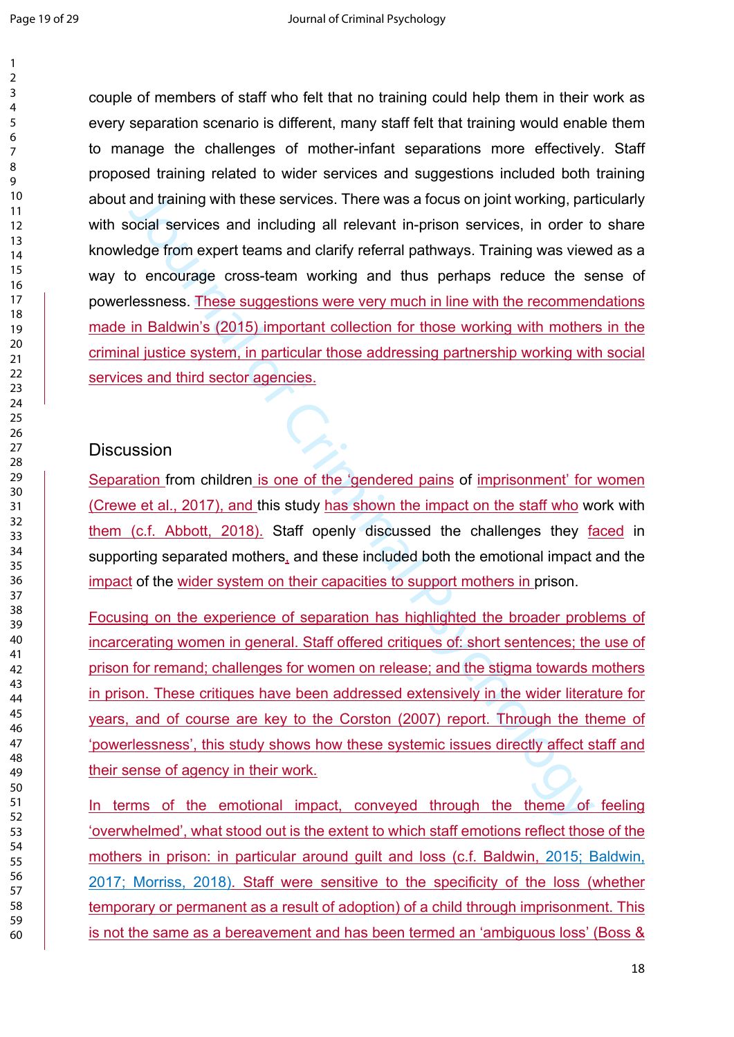couple of members of staff who felt that no training could help them in their work as every separation scenario is different, many staff felt that training would enable them to manage the challenges of mother-infant separations more effectively. Staff proposed training related to wider services and suggestions included both training about and training with these services. There was a focus on joint working, particularly with social services and including all relevant in-prison services, in order to share knowledge from expert teams and clarify referral pathways. Training was viewed as a way to encourage cross-team working and thus perhaps reduce the sense of powerlessness. These suggestions were very much in line with the recommendations made in Baldwin's (2015) important collection for those working with mothers in the criminal justice system, in particular those addressing partnership working with social services and third sector agencies.

## Discussion

Separation from children is one of the 'gendered pains of imprisonment' for women (Crewe et al., 2017), and this study has shown the impact on the staff who work with them (c.f. Abbott, 2018). Staff openly discussed the challenges they faced in supporting separated mothers, and these included both the emotional impact and the impact of the wider system on their capacities to support mothers in prison.

Focusing on the experience of separation has highlighted the broader problems of incarcerating women in general. Staff offered critiques of: short sentences; the use of prison for remand; challenges for women on release; and the stigma towards mothers in prison. These critiques have been addressed extensively in the wider literature for years, and of course are key to the Corston (2007) report. Through the theme of 'powerlessness', this study shows how these systemic issues directly affect staff and their sense of agency in their work.

In terms of the emotional impact, conveyed through the theme of feeling 'overwhelmed', what stood out is the extent to which staff emotions reflect those of the mothers in prison: in particular around guilt and loss (c.f. Baldwin, 2015; Baldwin, 2017; Morriss, 2018). Staff were sensitive to the specificity of the loss (whether temporary or permanent as a result of adoption) of a child through imprisonment. This is not the same as a bereavement and has been termed an 'ambiguous loss' (Boss &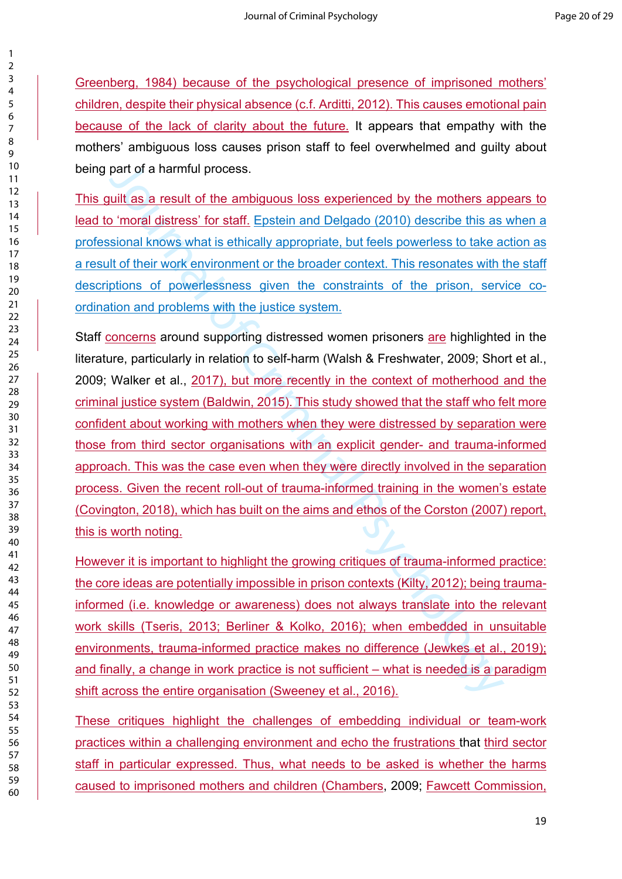Greenberg, 1984) because of the psychological presence of imprisoned mothers' children, despite their physical absence (c.f. Arditti, 2012). This causes emotional pain because of the lack of clarity about the future. It appears that empathy with the mothers' ambiguous loss causes prison staff to feel overwhelmed and guilty about being part of a harmful process.

This guilt as a result of the ambiguous loss experienced by the mothers appears to lead to 'moral distress' for staff. Epstein and Delgado (2010) describe this as when a professional knows what is ethically appropriate, but feels powerless to take action as a result of their work environment or the broader context. This resonates with the staff descriptions of powerlessness given the constraints of the prison, service co-ordination and problems with the justice system.

Staff concerns around supporting distressed women prisoners are highlighted in the literature, particularly in relation to self-harm (Walsh & Freshwater, 2009; Short et al., 2009; Walker et al., 2017), but more recently in the context of motherhood and the criminal justice system (Baldwin, 2015). This study showed that the staff who felt more confident about working with mothers when they were distressed by separation were those from third sector organisations with an explicit gender- and trauma-informed approach. This was the case even when they were directly involved in the separation process. Given the recent roll-out of trauma-informed training in the women's estate (Covington, 2018), which has built on the aims and ethos of the Corston (2007) report, this is worth noting.

However it is important to highlight the growing critiques of trauma-informed practice: the core ideas are potentially impossible in prison contexts (Kilty, 2012); being trauma-informed (i.e. knowledge or awareness) does not always translate into the relevant work skills (Tseris, 2013; Berliner & Kolko, 2016); when embedded in unsuitable environments, trauma-informed practice makes no difference (Jewkes et al., 2019); and finally, a change in work practice is not sufficient – what is needed is a paradigm shift across the entire organisation (Sweeney et al., 2016).

These critiques highlight the challenges of embedding individual or team-work practices within a challenging environment and echo the frustrations that third sector staff in particular expressed. Thus, what needs to be asked is whether the harms caused to imprisoned mothers and children (Chambers, 2009; Fawcett Commission,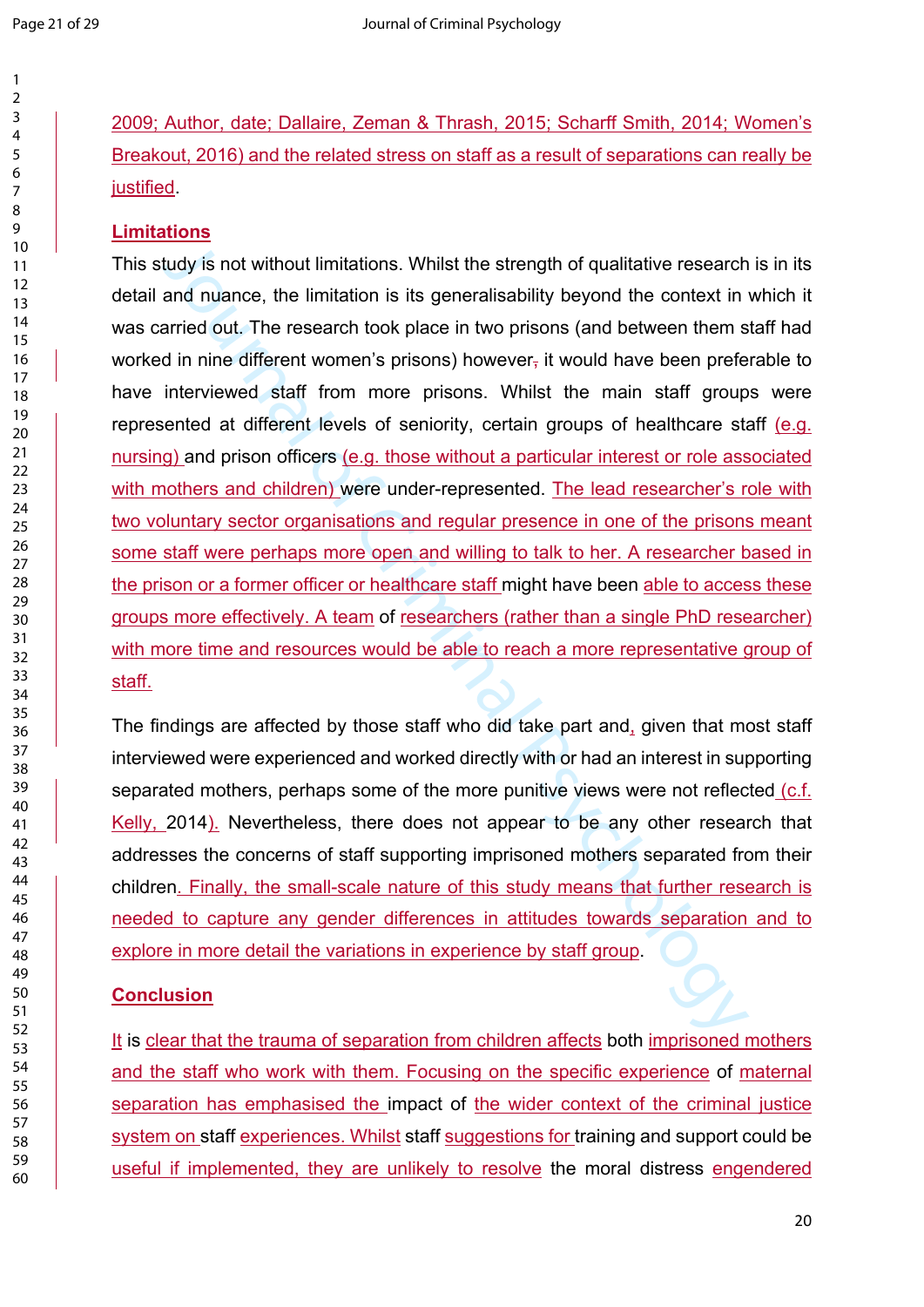2009; Author, date; Dallaire, Zeman & Thrash, 2015; Scharff Smith, 2014; Women's Breakout, 2016) and the related stress on staff as a result of separations can really be justified.

## Limitations

This study is not without limitations. Whilst the strength of qualitative research is in its detail and nuance, the limitation is its generalisability beyond the context in which it was carried out. The research took place in two prisons (and between them staff had worked in nine different women's prisons) however, it would have been preferable to have interviewed staff from more prisons. Whilst the main staff groups were represented at different levels of seniority, certain groups of healthcare staff (e.g. nursing) and prison officers (e.g. those without a particular interest or role associated with mothers and children) were under-represented. The lead researcher's role with two voluntary sector organisations and regular presence in one of the prisons meant some staff were perhaps more open and willing to talk to her. A researcher based in the prison or a former officer or healthcare staff might have been able to access these groups more effectively. A team of researchers (rather than a single PhD researcher) with more time and resources would be able to reach a more representative group of staff.

The findings are affected by those staff who did take part and, given that most staff interviewed were experienced and worked directly with or had an interest in supporting separated mothers, perhaps some of the more punitive views were not reflected (c.f. Kelly, 2014). Nevertheless, there does not appear to be any other research that addresses the concerns of staff supporting imprisoned mothers separated from their children. Finally, the small-scale nature of this study means that further research is needed to capture any gender differences in attitudes towards separation and to explore in more detail the variations in experience by staff group.

## Conclusion

It is clear that the trauma of separation from children affects both imprisoned mothers and the staff who work with them. Focusing on the specific experience of maternal separation has emphasised the impact of the wider context of the criminal justice system on staff experiences. Whilst staff suggestions for training and support could be useful if implemented, they are unlikely to resolve the moral distress engendered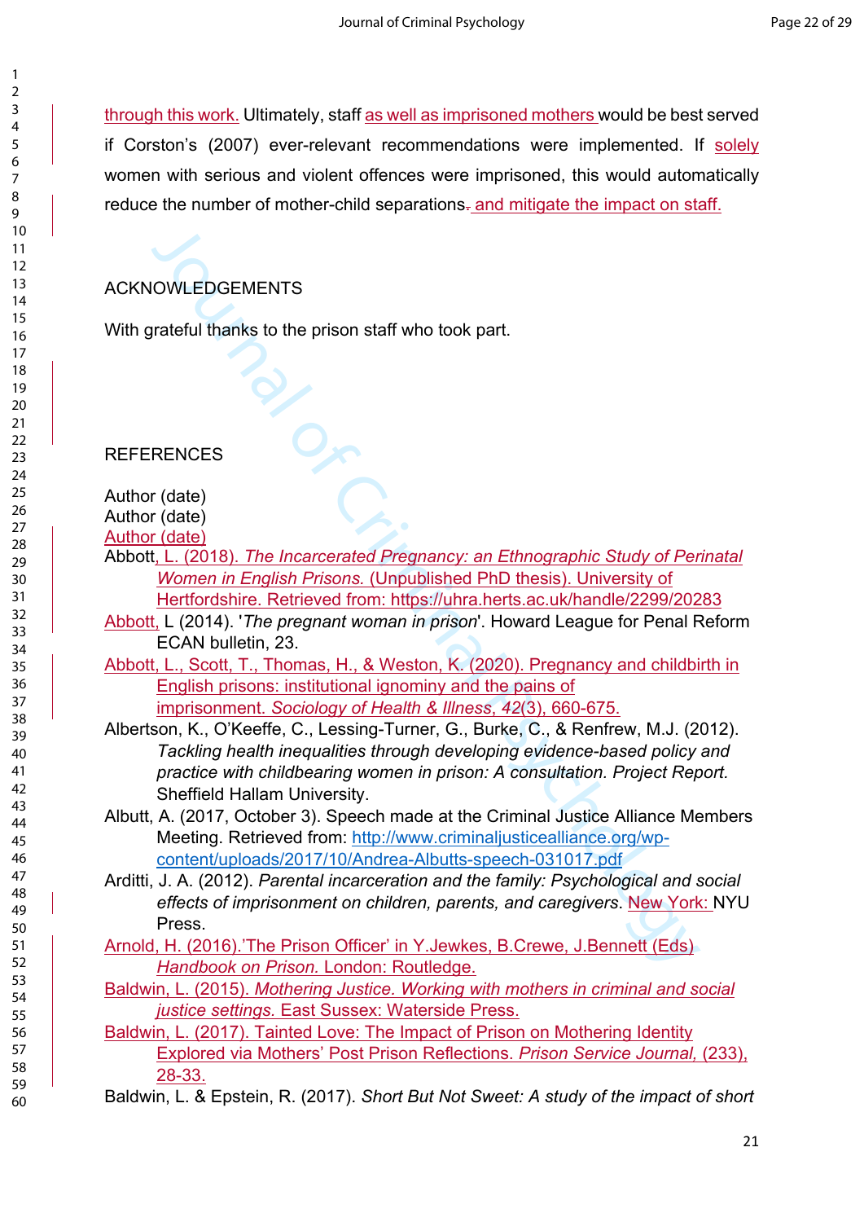through this work. Ultimately, staff as well as imprisoned mothers would be best served if Corston's (2007) ever-relevant recommendations were implemented. If solely women with serious and violent offences were imprisoned, this would automatically reduce the number of mother-child separations. and mitigate the impact on staff.

## ACKNOWLEDGEMENTS

With grateful thanks to the prison staff who took part.

## REFERENCES

Author (date)
Author (date)
Author (date)

Abbott, L. (2018). *The Incarcerated Pregnancy: an Ethnographic Study of Perinatal Women in English Prisons.* (Unpublished PhD thesis). University of Hertfordshire. Retrieved from: https://uhra.herts.ac.uk/handle/2299/20283

Abbott, L (2014). '*The pregnant woman in prison*'. Howard League for Penal Reform ECAN bulletin, 23.

Abbott, L., Scott, T., Thomas, H., & Weston, K. (2020). Pregnancy and childbirth in English prisons: institutional ignominy and the pains of imprisonment. *Sociology of Health & Illness*, *42*(3), 660-675.

Albertson, K., O'Keeffe, C., Lessing-Turner, G., Burke, C., & Renfrew, M.J. (2012). *Tackling health inequalities through developing evidence-based policy and practice with childbearing women in prison: A consultation. Project Report.* Sheffield Hallam University.

Albutt, A. (2017, October 3). Speech made at the Criminal Justice Alliance Members Meeting. Retrieved from: http://www.criminaljusticealliance.org/wp-content/uploads/2017/10/Andrea-Albutts-speech-031017.pdf

Arditti, J. A. (2012). *Parental incarceration and the family: Psychological and social effects of imprisonment on children, parents, and caregivers*. New York: NYU Press.

Arnold, H. (2016).'The Prison Officer' in Y.Jewkes, B.Crewe, J.Bennett (Eds) *Handbook on Prison.* London: Routledge.

Baldwin, L. (2015). *Mothering Justice. Working with mothers in criminal and social justice settings.* East Sussex: Waterside Press.

Baldwin, L. (2017). Tainted Love: The Impact of Prison on Mothering Identity Explored via Mothers' Post Prison Reflections. *Prison Service Journal,* (233), 28-33.

Baldwin, L. & Epstein, R. (2017). *Short But Not Sweet: A study of the impact of short*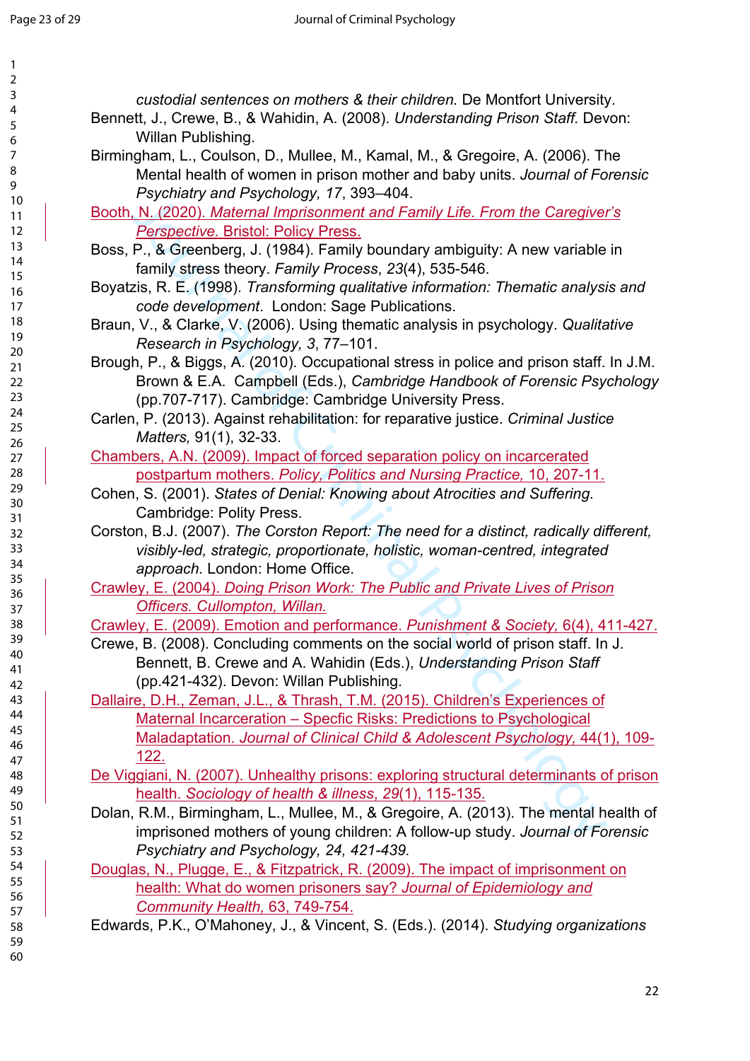*custodial sentences on mothers & their children.* De Montfort University.

Bennett, J., Crewe, B., & Wahidin, A. (2008). *Understanding Prison Staff.* Devon: Willan Publishing.

Birmingham, L., Coulson, D., Mullee, M., Kamal, M., & Gregoire, A. (2006). The Mental health of women in prison mother and baby units. *Journal of Forensic Psychiatry and Psychology, 17*, 393–404.

Booth, N. (2020). *Maternal Imprisonment and Family Life. From the Caregiver's Perspective.* Bristol: Policy Press.

Boss, P., & Greenberg, J. (1984). Family boundary ambiguity: A new variable in family stress theory. *Family Process*, *23*(4), 535-546.

Boyatzis, R. E. (1998). *Transforming qualitative information: Thematic analysis and code development*. London: Sage Publications.

Braun, V., & Clarke, V. (2006). Using thematic analysis in psychology. *Qualitative Research in Psychology, 3*, 77–101.

Brough, P., & Biggs, A. (2010). Occupational stress in police and prison staff. In J.M. Brown & E.A. Campbell (Eds.), *Cambridge Handbook of Forensic Psychology* (pp.707-717). Cambridge: Cambridge University Press.

Carlen, P. (2013). Against rehabilitation: for reparative justice. *Criminal Justice Matters,* 91(1), 32-33.

Chambers, A.N. (2009). Impact of forced separation policy on incarcerated postpartum mothers. *Policy, Politics and Nursing Practice,* 10, 207-11.

Cohen, S. (2001). *States of Denial: Knowing about Atrocities and Suffering.* Cambridge: Polity Press.

Corston, B.J. (2007). *The Corston Report: The need for a distinct, radically different, visibly-led, strategic, proportionate, holistic, woman-centred, integrated approach.* London: Home Office.

Crawley, E. (2004). *Doing Prison Work: The Public and Private Lives of Prison Officers. Cullompton, Willan.*

Crawley, E. (2009). Emotion and performance. *Punishment & Society,* 6(4), 411-427.

Crewe, B. (2008). Concluding comments on the social world of prison staff. In J. Bennett, B. Crewe and A. Wahidin (Eds.), *Understanding Prison Staff* (pp.421-432). Devon: Willan Publishing.

Dallaire, D.H., Zeman, J.L., & Thrash, T.M. (2015). Children's Experiences of Maternal Incarceration – Specfic Risks: Predictions to Psychological Maladaptation. *Journal of Clinical Child & Adolescent Psychology,* 44(1), 109-122.

De Viggiani, N. (2007). Unhealthy prisons: exploring structural determinants of prison health. *Sociology of health & illness*, *29*(1), 115-135.

Dolan, R.M., Birmingham, L., Mullee, M., & Gregoire, A. (2013). The mental health of imprisoned mothers of young children: A follow-up study. *Journal of Forensic Psychiatry and Psychology, 24, 421-439.*

Douglas, N., Plugge, E., & Fitzpatrick, R. (2009). The impact of imprisonment on health: What do women prisoners say? *Journal of Epidemiology and Community Health,* 63, 749-754.

Edwards, P.K., O'Mahoney, J., & Vincent, S. (Eds.). (2014). *Studying organizations*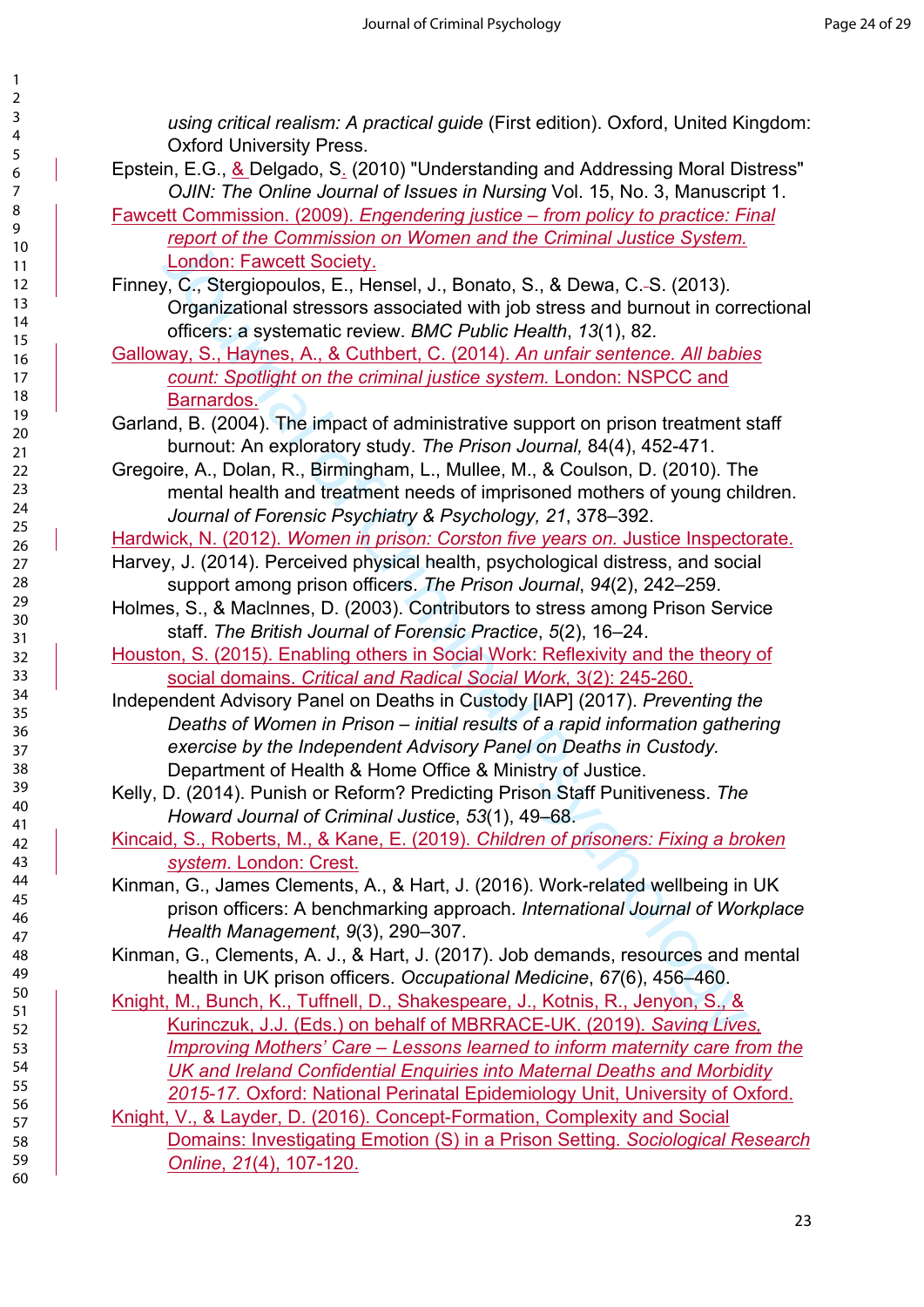*using critical realism: A practical guide* (First edition). Oxford, United Kingdom: Oxford University Press.

Epstein, E.G., & Delgado, S. (2010) "Understanding and Addressing Moral Distress" *OJIN: The Online Journal of Issues in Nursing* Vol. 15, No. 3, Manuscript 1.

Fawcett Commission. (2009). *Engendering justice – from policy to practice: Final report of the Commission on Women and the Criminal Justice System.* London: Fawcett Society.

Finney, C., Stergiopoulos, E., Hensel, J., Bonato, S., & Dewa, C. S. (2013). Organizational stressors associated with job stress and burnout in correctional officers: a systematic review. *BMC Public Health*, *13*(1), 82.

Galloway, S., Haynes, A., & Cuthbert, C. (2014). *An unfair sentence. All babies count: Spotlight on the criminal justice system.* London: NSPCC and Barnardos.

Garland, B. (2004). The impact of administrative support on prison treatment staff burnout: An exploratory study. *The Prison Journal,* 84(4), 452-471.

Gregoire, A., Dolan, R., Birmingham, L., Mullee, M., & Coulson, D. (2010). The mental health and treatment needs of imprisoned mothers of young children. *Journal of Forensic Psychiatry & Psychology, 21*, 378–392.

Hardwick, N. (2012). *Women in prison: Corston five years on.* Justice Inspectorate.

Harvey, J. (2014). Perceived physical health, psychological distress, and social support among prison officers. *The Prison Journal*, *94*(2), 242–259.

Holmes, S., & MacInnes, D. (2003). Contributors to stress among Prison Service staff. *The British Journal of Forensic Practice*, *5*(2), 16–24.

Houston, S. (2015). Enabling others in Social Work: Reflexivity and the theory of social domains. *Critical and Radical Social Work,* 3(2): 245-260.

Independent Advisory Panel on Deaths in Custody [IAP] (2017). *Preventing the Deaths of Women in Prison – initial results of a rapid information gathering exercise by the Independent Advisory Panel on Deaths in Custody.* Department of Health & Home Office & Ministry of Justice.

Kelly, D. (2014). Punish or Reform? Predicting Prison Staff Punitiveness. *The Howard Journal of Criminal Justice*, *53*(1), 49–68.

Kincaid, S., Roberts, M., & Kane, E. (2019). *Children of prisoners: Fixing a broken system.* London: Crest.

Kinman, G., James Clements, A., & Hart, J. (2016). Work-related wellbeing in UK prison officers: A benchmarking approach. *International Journal of Workplace Health Management*, *9*(3), 290–307.

Kinman, G., Clements, A. J., & Hart, J. (2017). Job demands, resources and mental health in UK prison officers. *Occupational Medicine*, *67*(6), 456–460.

Knight, M., Bunch, K., Tuffnell, D., Shakespeare, J., Kotnis, R., Jenyon, S., & Kurinczuk, J.J. (Eds.) on behalf of MBRRACE-UK. (2019). *Saving Lives, Improving Mothers' Care – Lessons learned to inform maternity care from the UK and Ireland Confidential Enquiries into Maternal Deaths and Morbidity 2015-17.* Oxford: National Perinatal Epidemiology Unit, University of Oxford.

Knight, V., & Layder, D. (2016). Concept-Formation, Complexity and Social Domains: Investigating Emotion (S) in a Prison Setting. *Sociological Research Online*, *21*(4), 107-120.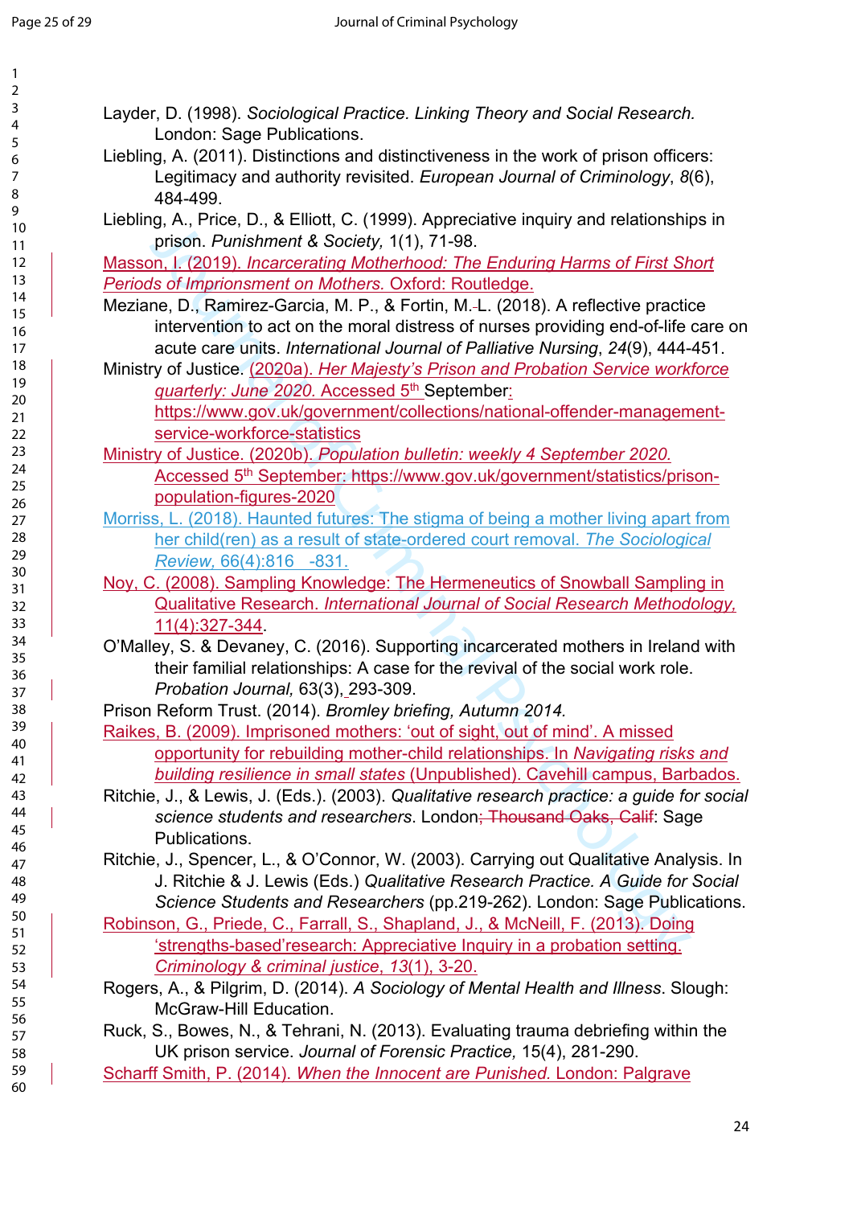Layder, D. (1998). *Sociological Practice. Linking Theory and Social Research.* London: Sage Publications.

Liebling, A. (2011). Distinctions and distinctiveness in the work of prison officers: Legitimacy and authority revisited. *European Journal of Criminology*, *8*(6), 484-499.

Liebling, A., Price, D., & Elliott, C. (1999). Appreciative inquiry and relationships in prison. *Punishment & Society,* 1(1), 71-98.

Masson, I. (2019). *Incarcerating Motherhood: The Enduring Harms of First Short Periods of Imprisonment on Mothers.* Oxford: Routledge.

Meziane, D., Ramirez-Garcia, M. P., & Fortin, M.-L. (2018). A reflective practice intervention to act on the moral distress of nurses providing end-of-life care on acute care units. *International Journal of Palliative Nursing*, *24*(9), 444-451.

Ministry of Justice. (2020a). *Her Majesty's Prison and Probation Service workforce quarterly: June 2020.* Accessed 5th September: https://www.gov.uk/government/collections/national-offender-management-service-workforce-statistics

Ministry of Justice. (2020b). *Population bulletin: weekly 4 September 2020.* Accessed 5th September: https://www.gov.uk/government/statistics/prison-population-figures-2020

Morriss, L. (2018). Haunted futures: The stigma of being a mother living apart from her child(ren) as a result of state-ordered court removal. *The Sociological Review,* 66(4):816 -831.

Noy, C. (2008). Sampling Knowledge: The Hermeneutics of Snowball Sampling in Qualitative Research. *International Journal of Social Research Methodology,* 11(4):327-344.

O'Malley, S. & Devaney, C. (2016). Supporting incarcerated mothers in Ireland with their familial relationships: A case for the revival of the social work role. *Probation Journal,* 63(3), 293-309.

Prison Reform Trust. (2014). *Bromley briefing, Autumn 2014.*

Raikes, B. (2009). Imprisoned mothers: 'out of sight, out of mind'. A missed opportunity for rebuilding mother-child relationships. In *Navigating risks and building resilience in small states* (Unpublished). Cavehill campus, Barbados.

Ritchie, J., & Lewis, J. (Eds.). (2003). *Qualitative research practice: a guide for social science students and researchers*. London; ~~Thousand Oaks, Calif~~: Sage Publications.

Ritchie, J., Spencer, L., & O'Connor, W. (2003). Carrying out Qualitative Analysis. In J. Ritchie & J. Lewis (Eds.) *Qualitative Research Practice. A Guide for Social Science Students and Researchers* (pp.219-262). London: Sage Publications.

Robinson, G., Priede, C., Farrall, S., Shapland, J., & McNeill, F. (2013). Doing 'strengths-based'research: Appreciative Inquiry in a probation setting. *Criminology & criminal justice*, *13*(1), 3-20.

Rogers, A., & Pilgrim, D. (2014). *A Sociology of Mental Health and Illness*. Slough: McGraw-Hill Education.

Ruck, S., Bowes, N., & Tehrani, N. (2013). Evaluating trauma debriefing within the UK prison service. *Journal of Forensic Practice,* 15(4), 281-290.

Scharff Smith, P. (2014). *When the Innocent are Punished.* London: Palgrave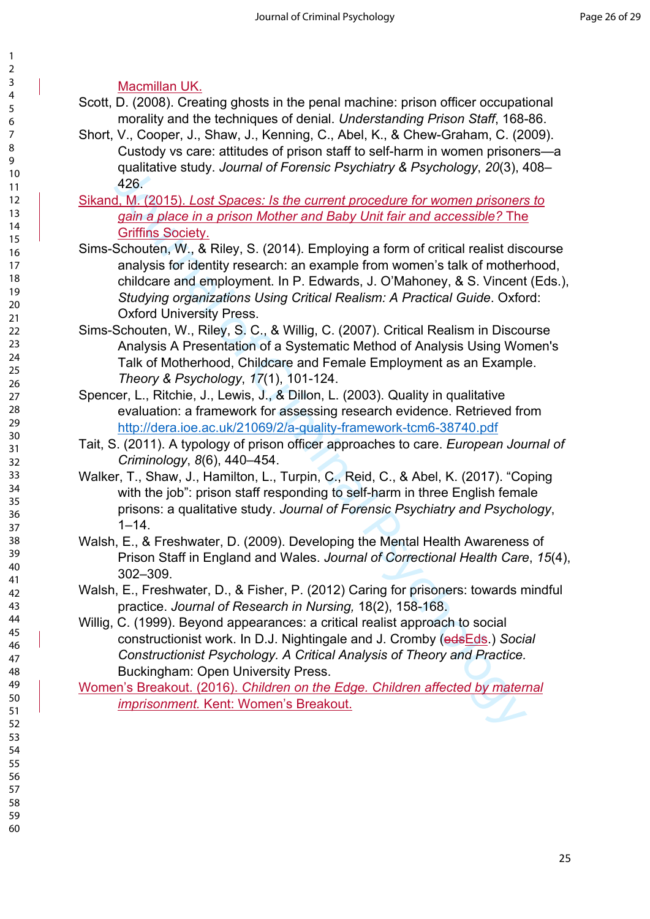Macmillan UK.

Scott, D. (2008). Creating ghosts in the penal machine: prison officer occupational morality and the techniques of denial. *Understanding Prison Staff*, 168-86.

Short, V., Cooper, J., Shaw, J., Kenning, C., Abel, K., & Chew-Graham, C. (2009). Custody vs care: attitudes of prison staff to self-harm in women prisoners—a qualitative study. *Journal of Forensic Psychiatry & Psychology*, *20*(3), 408–426.

Sikand, M. (2015). *Lost Spaces: Is the current procedure for women prisoners to gain a place in a prison Mother and Baby Unit fair and accessible?* The Griffins Society.

Sims-Schouten, W., & Riley, S. (2014). Employing a form of critical realist discourse analysis for identity research: an example from women's talk of motherhood, childcare and employment. In P. Edwards, J. O'Mahoney, & S. Vincent (Eds.), *Studying organizations Using Critical Realism: A Practical Guide*. Oxford: Oxford University Press.

Sims-Schouten, W., Riley, S. C., & Willig, C. (2007). Critical Realism in Discourse Analysis A Presentation of a Systematic Method of Analysis Using Women's Talk of Motherhood, Childcare and Female Employment as an Example. *Theory & Psychology*, *17*(1), 101-124.

Spencer, L., Ritchie, J., Lewis, J., & Dillon, L. (2003). Quality in qualitative evaluation: a framework for assessing research evidence. Retrieved from http://dera.ioe.ac.uk/21069/2/a-quality-framework-tcm6-38740.pdf

Tait, S. (2011). A typology of prison officer approaches to care. *European Journal of Criminology*, *8*(6), 440–454.

Walker, T., Shaw, J., Hamilton, L., Turpin, C., Reid, C., & Abel, K. (2017). "Coping with the job": prison staff responding to self-harm in three English female prisons: a qualitative study. *Journal of Forensic Psychiatry and Psychology*, 1–14.

Walsh, E., & Freshwater, D. (2009). Developing the Mental Health Awareness of Prison Staff in England and Wales. *Journal of Correctional Health Care*, *15*(4), 302–309.

Walsh, E., Freshwater, D., & Fisher, P. (2012) Caring for prisoners: towards mindful practice. *Journal of Research in Nursing,* 18(2), 158-168.

Willig, C. (1999). Beyond appearances: a critical realist approach to social constructionist work. In D.J. Nightingale and J. Cromby (~~eds~~Eds.) *Social Constructionist Psychology. A Critical Analysis of Theory and Practice.* Buckingham: Open University Press.

Women's Breakout. (2016). *Children on the Edge. Children affected by maternal imprisonment.* Kent: Women's Breakout.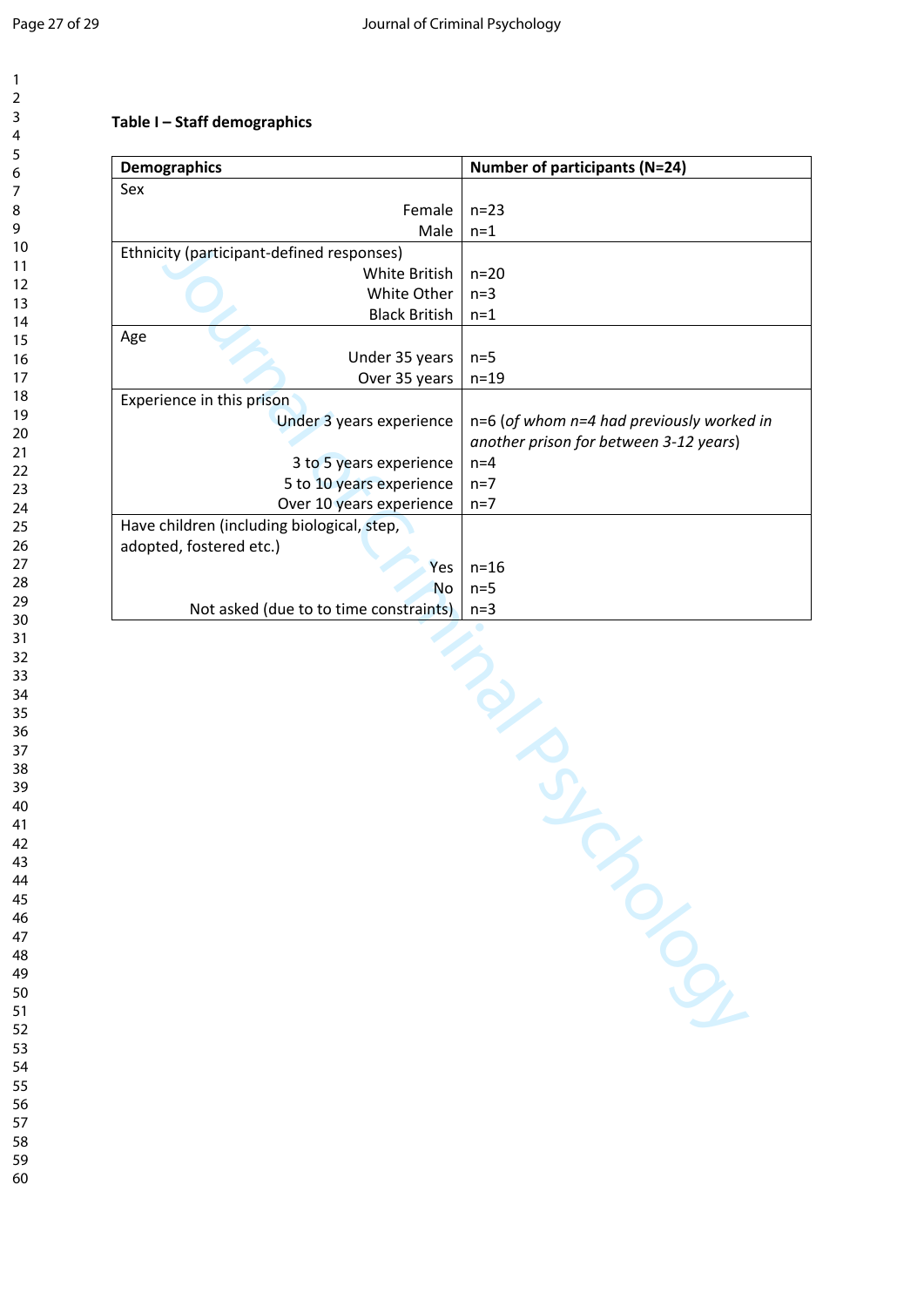**Table I – Staff demographics**

| Demographics | Number of participants (N=24) |
|---|---|
| Sex | |
| Female | n=23 |
| Male | n=1 |
| Ethnicity (participant-defined responses) | |
| White British | n=20 |
| White Other | n=3 |
| Black British | n=1 |
| Age | |
| Under 35 years | n=5 |
| Over 35 years | n=19 |
| Experience in this prison | |
| Under 3 years experience | n=6 (*of whom n=4 had previously worked in another prison for between 3-12 years*) |
| 3 to 5 years experience | n=4 |
| 5 to 10 years experience | n=7 |
| Over 10 years experience | n=7 |
| Have children (including biological, step, adopted, fostered etc.) | |
| Yes | n=16 |
| No | n=5 |
| Not asked (due to to time constraints) | n=3 |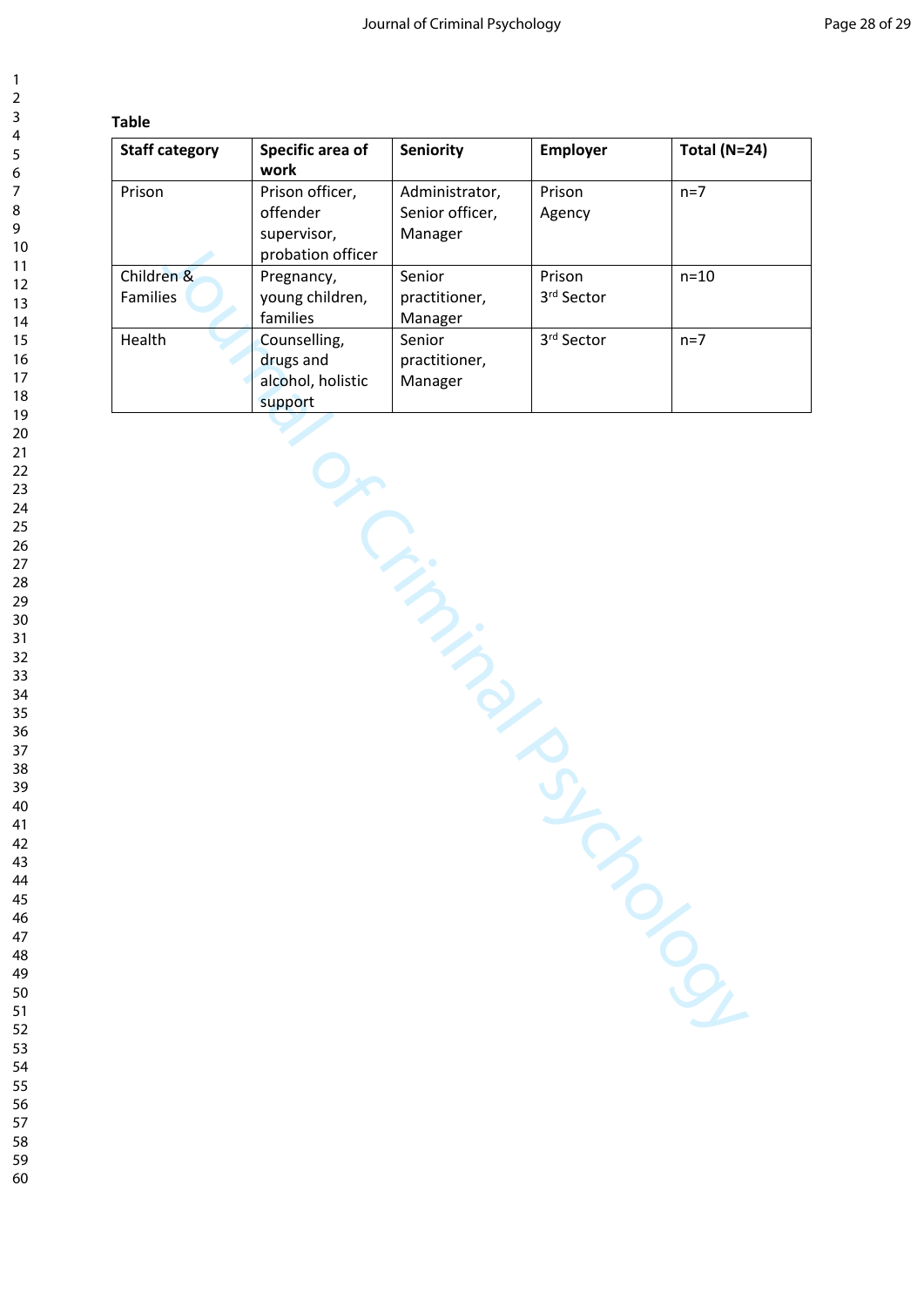**Table**

| Staff category | Specific area of work | Seniority | Employer | Total (N=24) |
|---|---|---|---|---|
| Prison | Prison officer, offender supervisor, probation officer | Administrator, Senior officer, Manager | Prison Agency | n=7 |
| Children & Families | Pregnancy, young children, families | Senior practitioner, Manager | Prison<br>3rd Sector | n=10 |
| Health | Counselling, drugs and alcohol, holistic support | Senior practitioner, Manager | 3rd Sector | n=7 |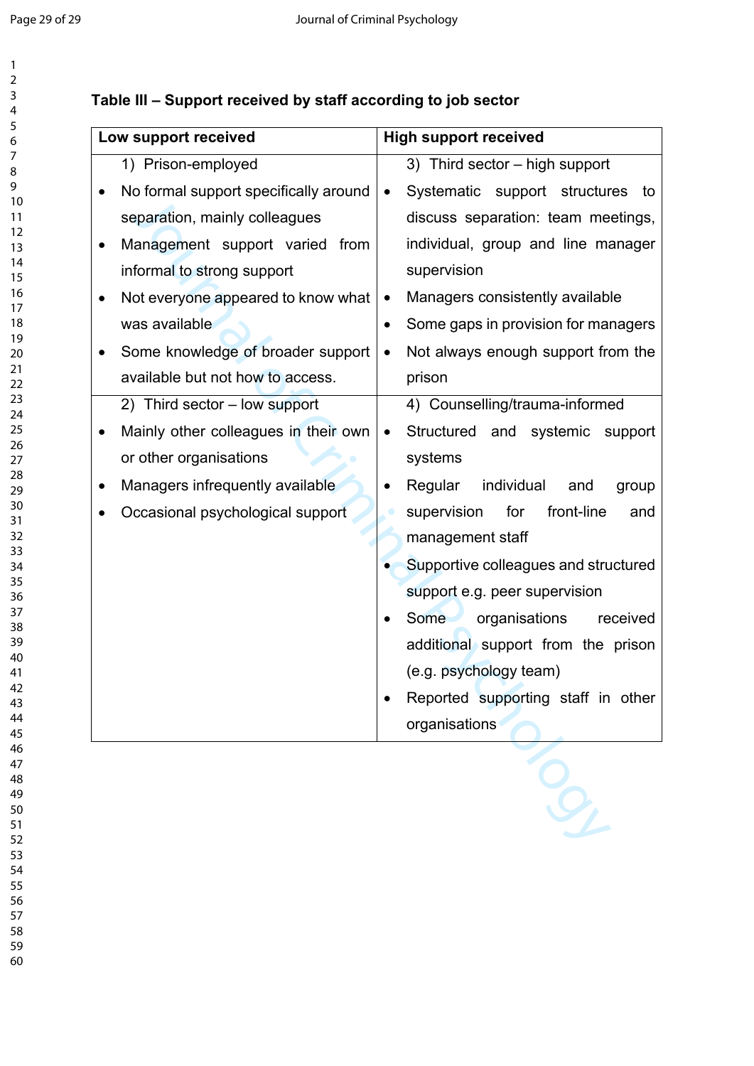**Table III – Support received by staff according to job sector**

| Low support received | High support received |
|---|---|
| 1) Prison-employed<br>• No formal support specifically around separation, mainly colleagues<br>• Management support varied from informal to strong support<br>• Not everyone appeared to know what was available<br>• Some knowledge of broader support available but not how to access. | 3) Third sector – high support<br>• Systematic support structures to discuss separation: team meetings, individual, group and line manager supervision<br>• Managers consistently available<br>• Some gaps in provision for managers<br>• Not always enough support from the prison |
| 2) Third sector – low support<br>• Mainly other colleagues in their own or other organisations<br>• Managers infrequently available<br>• Occasional psychological support | 4) Counselling/trauma-informed<br>• Structured and systemic support systems<br>• Regular individual and group supervision for front-line and management staff<br>• Supportive colleagues and structured support e.g. peer supervision<br>• Some organisations received additional support from the prison (e.g. psychology team)<br>• Reported supporting staff in other organisations |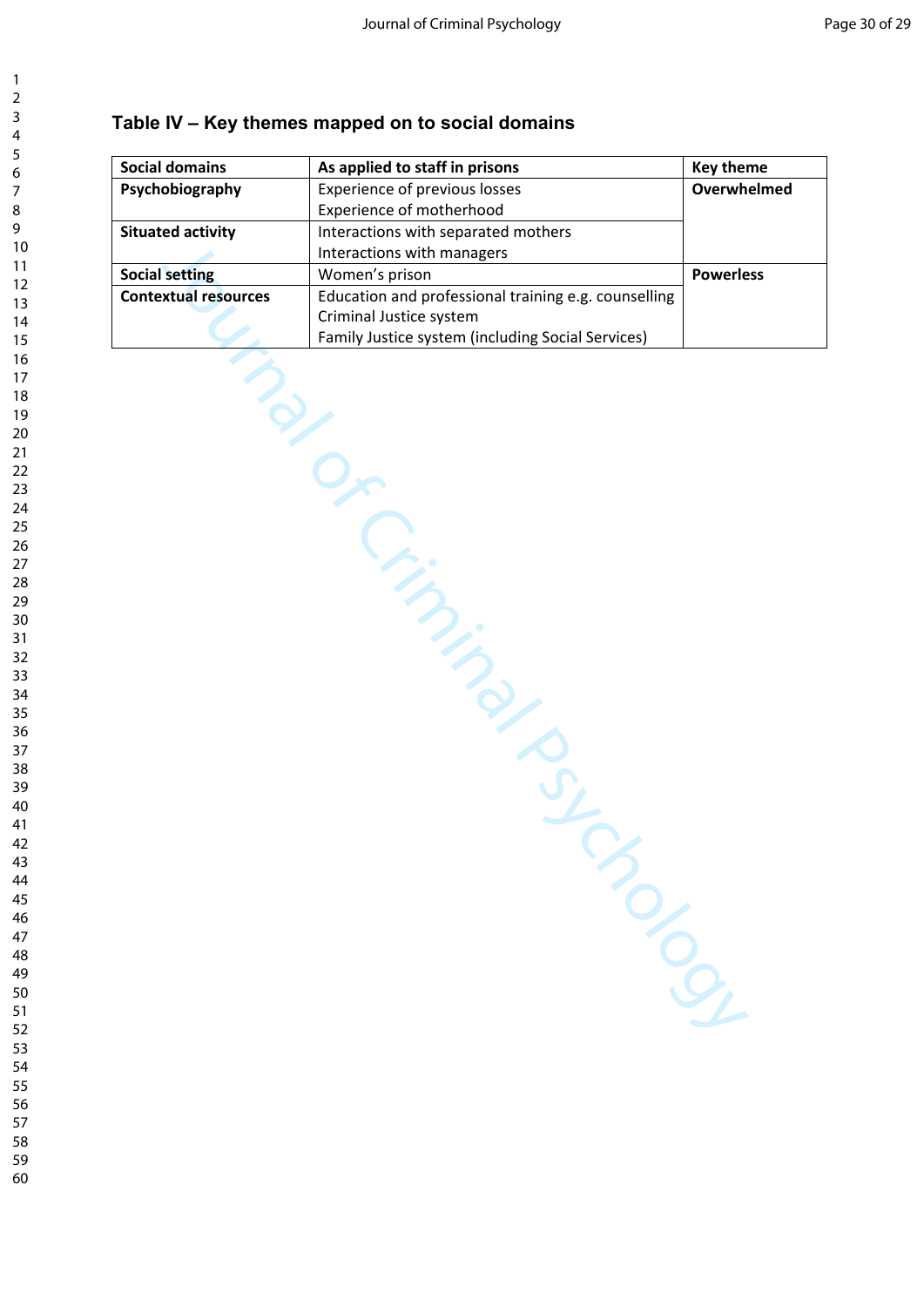**Table IV – Key themes mapped on to social domains**

| Social domains | As applied to staff in prisons | Key theme |
|---|---|---|
| **Psychobiography** | Experience of previous losses<br>Experience of motherhood | **Overwhelmed** |
| **Situated activity** | Interactions with separated mothers<br>Interactions with managers | |
| **Social setting** | Women's prison | **Powerless** |
| **Contextual resources** | Education and professional training e.g. counselling<br>Criminal Justice system<br>Family Justice system (including Social Services) | |